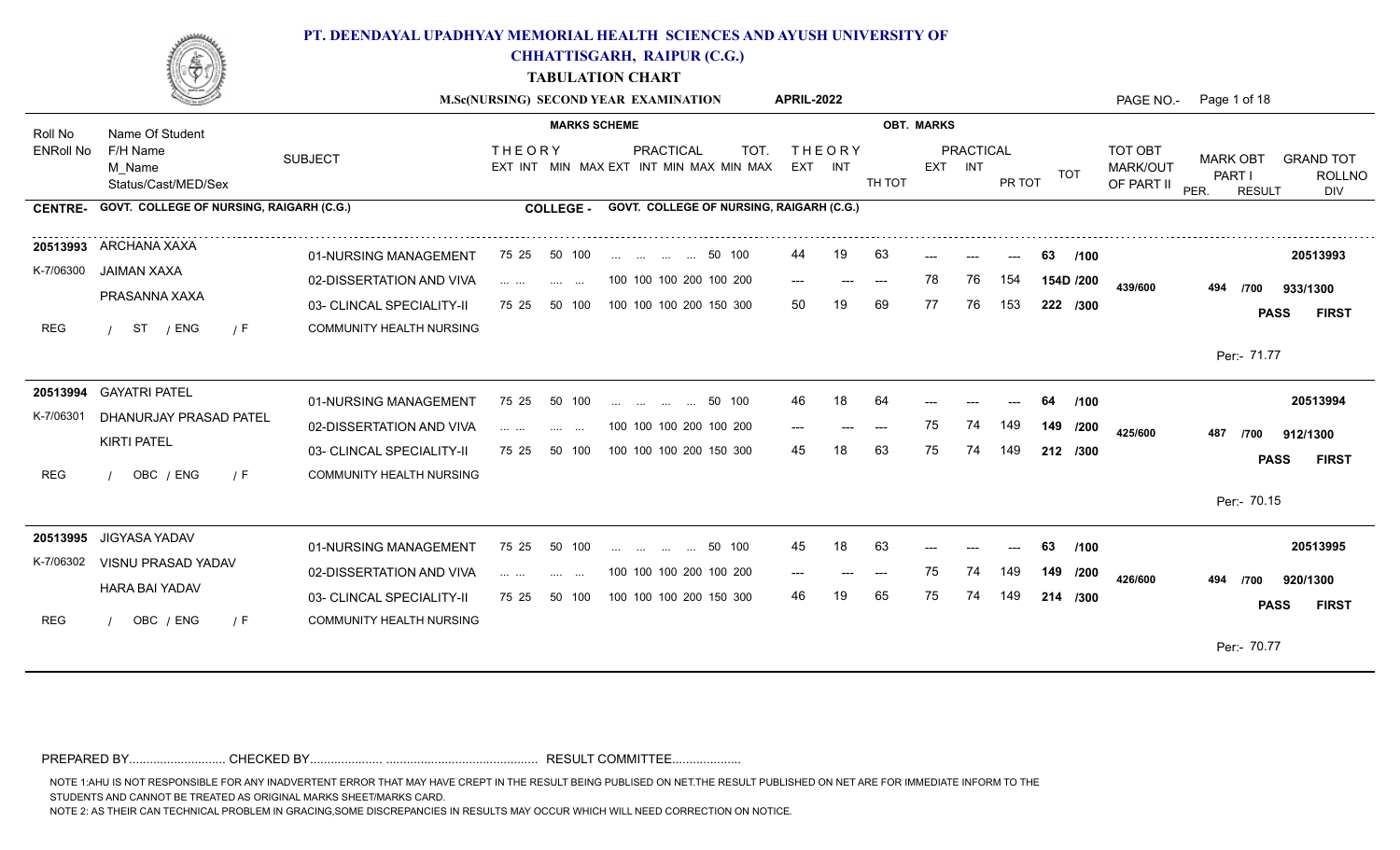# PT. DEENDAYAL UPADHYAY MEMORIAL HEALTH SCIENCES AND AYUSH UNIVERSITY OF CHHATTISGARH, RAIPUR (C.G.)

## TABULATION CHART

**M.Sc(NURSING) SECOND YEAR EXAMINATION** APRIL-2022

**CENTRE- GOVT. COLLEGE OF NURSING, RAIGARH (C.G.)** **COLLEGE - GOVT. COLLEGE OF NURSING, RAIGARH (C.G.)**

| Roll No / ENRoll No | Name Of Student / F/H Name / M_Name / Status/Cast/MED/Sex | SUBJECT | THEORY EXT INT | THEORY MIN MAX | PRACTICAL EXT INT | PRACTICAL MIN MAX | TOT. MIN MAX | OBT THEORY EXT | OBT THEORY INT | TH TOT | OBT PRACTICAL EXT | OBT PRACTICAL INT | PR TOT | TOT | TOT OBT MARK/OUT OF PART II | MARK OBT PART I | GRAND TOT | ROLLNO / PER. / RESULT / DIV |
|---|---|---|---|---|---|---|---|---|---|---|---|---|---|---|---|---|---|---|
| 20513993 | ARCHANA XAXA | 01-NURSING MANAGEMENT | 75 25 | 50 100 | ... ... | ... ... | 50 100 | 44 | 19 | 63 | --- | --- | --- | 63 /100 | 439/600 | 494 /700 | 933/1300 | 20513993 |
| K-7/06300 | JAIMAN XAXA | 02-DISSERTATION AND VIVA | ... ... | .... ... | 100 100 | 100 200 | 100 200 | --- | --- | --- | 78 | 76 | 154 | 154D /200 | | | | PASS FIRST |
| | PRASANNA XAXA | 03- CLINCAL SPECIALITY-II | 75 25 | 50 100 | 100 100 | 100 200 | 150 300 | 50 | 19 | 69 | 77 | 76 | 153 | 222 /300 | | | | Per:- 71.77 |
| REG | / ST / ENG / F | COMMUNITY HEALTH NURSING | | | | | | | | | | | | | | | | |
| 20513994 | GAYATRI PATEL | 01-NURSING MANAGEMENT | 75 25 | 50 100 | ... ... | ... ... | 50 100 | 46 | 18 | 64 | --- | --- | --- | 64 /100 | 425/600 | 487 /700 | 912/1300 | 20513994 |
| K-7/06301 | DHANURJAY PRASAD PATEL | 02-DISSERTATION AND VIVA | ... ... | .... ... | 100 100 | 100 200 | 100 200 | --- | --- | --- | 75 | 74 | 149 | 149 /200 | | | | PASS FIRST |
| | KIRTI PATEL | 03- CLINCAL SPECIALITY-II | 75 25 | 50 100 | 100 100 | 100 200 | 150 300 | 45 | 18 | 63 | 75 | 74 | 149 | 212 /300 | | | | Per:- 70.15 |
| REG | / OBC / ENG / F | COMMUNITY HEALTH NURSING | | | | | | | | | | | | | | | | |
| 20513995 | JIGYASA YADAV | 01-NURSING MANAGEMENT | 75 25 | 50 100 | ... ... | ... ... | 50 100 | 45 | 18 | 63 | --- | --- | --- | 63 /100 | 426/600 | 494 /700 | 920/1300 | 20513995 |
| K-7/06302 | VISNU PRASAD YADAV | 02-DISSERTATION AND VIVA | ... ... | .... ... | 100 100 | 100 200 | 100 200 | --- | --- | --- | 75 | 74 | 149 | 149 /200 | | | | PASS FIRST |
| | HARA BAI YADAV | 03- CLINCAL SPECIALITY-II | 75 25 | 50 100 | 100 100 | 100 200 | 150 300 | 46 | 19 | 65 | 75 | 74 | 149 | 214 /300 | | | | Per:- 70.77 |
| REG | / OBC / ENG / F | COMMUNITY HEALTH NURSING | | | | | | | | | | | | | | | | |

PREPARED BY........................... CHECKED BY..................... ............................................ RESULT COMMITTEE...................

NOTE 1:AHU IS NOT RESPONSIBLE FOR ANY INADVERTENT ERROR THAT MAY HAVE CREPT IN THE RESULT BEING PUBLISED ON NET.THE RESULT PUBLISHED ON NET ARE FOR IMMEDIATE INFORM TO THE STUDENTS AND CANNOT BE TREATED AS ORIGINAL MARKS SHEET/MARKS CARD.

NOTE 2: AS THEIR CAN TECHNICAL PROBLEM IN GRACING,SOME DISCREPANCIES IN RESULTS MAY OCCUR WHICH WILL NEED CORRECTION ON NOTICE.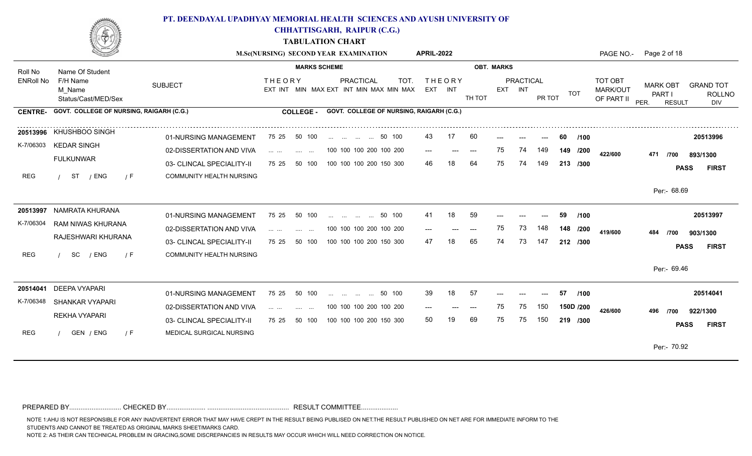# PT. DEENDAYAL UPADHYAY MEMORIAL HEALTH SCIENCES AND AYUSH UNIVERSITY OF CHHATTISGARH, RAIPUR (C.G.)

## TABULATION CHART

**M.Sc(NURSING) SECOND YEAR EXAMINATION** &nbsp;&nbsp; **APRIL-2022** &nbsp;&nbsp; PAGE NO.- Page 2 of 18

| Roll No / ENRoll No | Name Of Student / F/H Name / M_Name / Status/Cast/MED/Sex | SUBJECT | THEORY (EXT INT MIN MAX) | PRACTICAL (EXT INT MIN MAX MIN MAX) | TOT. | THEORY EXT | THEORY INT | TH TOT | PRACTICAL EXT | PRACTICAL INT | PR TOT | TOT | TOT OBT MARK/OUT OF PART II | MARK OBT PART I / PER. | GRAND TOT / RESULT | ROLLNO / DIV |
|---|---|---|---|---|---|---|---|---|---|---|---|---|---|---|---|---|
| | **CENTRE- GOVT. COLLEGE OF NURSING, RAIGARH (C.G.)** | **COLLEGE - GOVT. COLLEGE OF NURSING, RAIGARH (C.G.)** | | | | | | | | | | | | | | |
| 20513996 | KHUSHBOO SINGH | 01-NURSING MANAGEMENT | 75 25 50 100 | ... ... ... ... 50 100 | | 43 | 17 | 60 | --- | --- | --- | 60 /100 | | | | 20513996 |
| K-7/06303 | KEDAR SINGH | 02-DISSERTATION AND VIVA | ... ... .... ... | 100 100 100 200 100 200 | | --- | --- | --- | 75 | 74 | 149 | 149 /200 | 422/600 | 471 /700 | 893/1300 | |
| | FULKUNWAR | 03- CLINCAL SPECIALITY-II | 75 25 50 100 | 100 100 100 200 150 300 | | 46 | 18 | 64 | 75 | 74 | 149 | 213 /300 | | | PASS | FIRST |
| REG | / ST / ENG / F | COMMUNITY HEALTH NURSING | | | | | | | | | | | | Per:- 68.69 | | |
| 20513997 | NAMRATA KHURANA | 01-NURSING MANAGEMENT | 75 25 50 100 | ... ... ... ... 50 100 | | 41 | 18 | 59 | --- | --- | --- | 59 /100 | | | | 20513997 |
| K-7/06304 | RAM NIWAS KHURANA | 02-DISSERTATION AND VIVA | ... ... .... ... | 100 100 100 200 100 200 | | --- | --- | --- | 75 | 73 | 148 | 148 /200 | 419/600 | 484 /700 | 903/1300 | |
| | RAJESHWARI KHURANA | 03- CLINCAL SPECIALITY-II | 75 25 50 100 | 100 100 100 200 150 300 | | 47 | 18 | 65 | 74 | 73 | 147 | 212 /300 | | | PASS | FIRST |
| REG | / SC / ENG / F | COMMUNITY HEALTH NURSING | | | | | | | | | | | | Per:- 69.46 | | |
| 20514041 | DEEPA VYAPARI | 01-NURSING MANAGEMENT | 75 25 50 100 | ... ... ... ... 50 100 | | 39 | 18 | 57 | --- | --- | --- | 57 /100 | | | | 20514041 |
| K-7/06348 | SHANKAR VYAPARI | 02-DISSERTATION AND VIVA | ... ... .... ... | 100 100 100 200 100 200 | | --- | --- | --- | 75 | 75 | 150 | 150D /200 | 426/600 | 496 /700 | 922/1300 | |
| | REKHA VYAPARI | 03- CLINCAL SPECIALITY-II | 75 25 50 100 | 100 100 100 200 150 300 | | 50 | 19 | 69 | 75 | 75 | 150 | 219 /300 | | | PASS | FIRST |
| REG | / GEN / ENG / F | MEDICAL SURGICAL NURSING | | | | | | | | | | | | Per:- 70.92 | | |

PREPARED BY........................... CHECKED BY..................... ............................................ RESULT COMMITTEE...................

NOTE 1:AHU IS NOT RESPONSIBLE FOR ANY INADVERTENT ERROR THAT MAY HAVE CREPT IN THE RESULT BEING PUBLISED ON NET.THE RESULT PUBLISHED ON NET ARE FOR IMMEDIATE INFORM TO THE STUDENTS AND CANNOT BE TREATED AS ORIGINAL MARKS SHEET/MARKS CARD.

NOTE 2: AS THEIR CAN TECHNICAL PROBLEM IN GRACING,SOME DISCREPANCIES IN RESULTS MAY OCCUR WHICH WILL NEED CORRECTION ON NOTICE.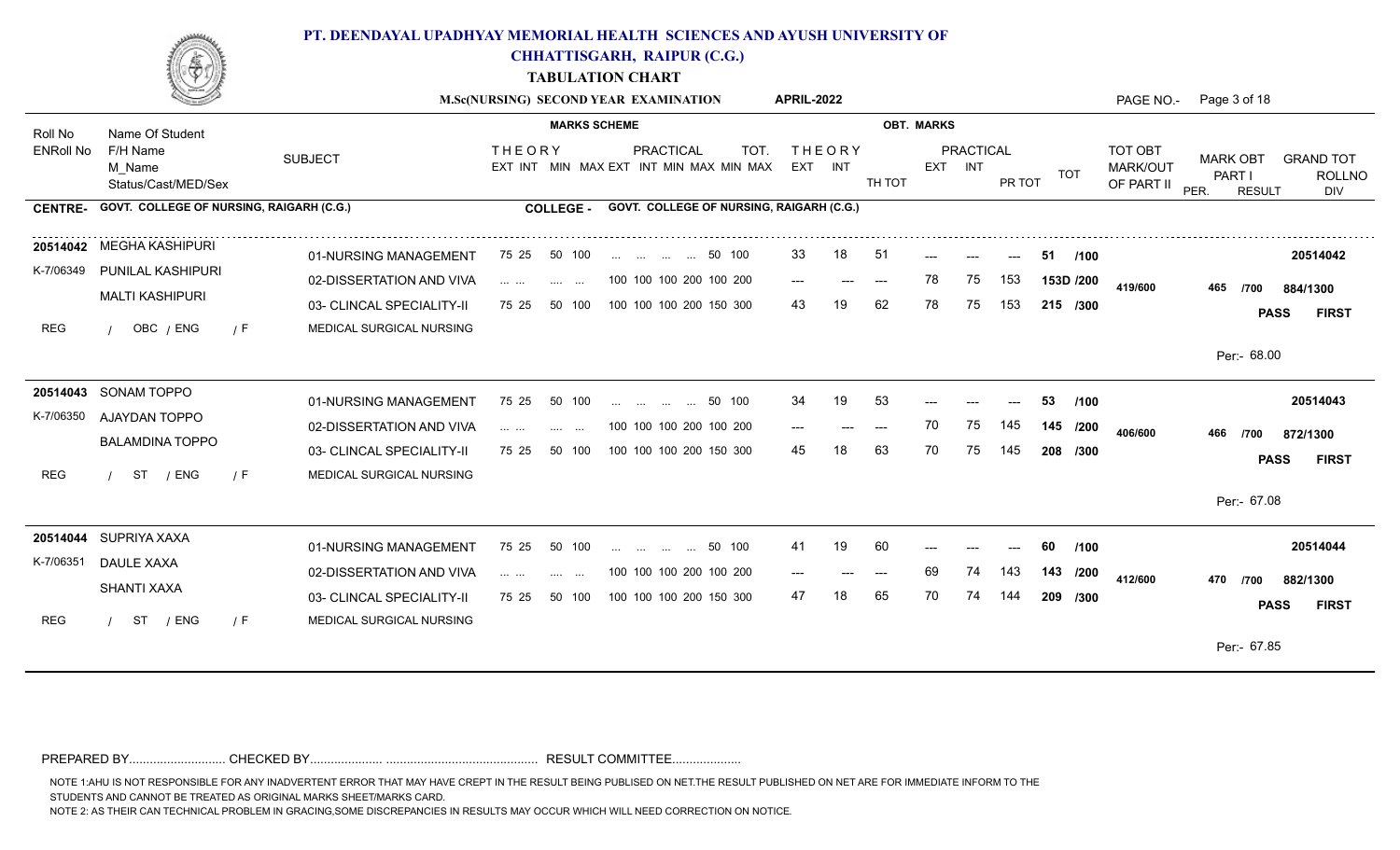# PT. DEENDAYAL UPADHYAY MEMORIAL HEALTH SCIENCES AND AYUSH UNIVERSITY OF CHHATTISGARH, RAIPUR (C.G.)

## TABULATION CHART

**M.Sc(NURSING) SECOND YEAR EXAMINATION** **APRIL-2022** PAGE NO.- Page 3 of 18

| Roll No / ENRoll No | Name Of Student / F/H Name / M_Name / Status/Cast/MED/Sex | SUBJECT | MARKS SCHEME THEORY EXT INT MIN MAX | PRACTICAL EXT INT MIN MAX MIN MAX | TOT. | OBT. MARKS THEORY EXT | INT | TH TOT | PRACTICAL EXT | INT | PR TOT | TOT | TOT OBT MARK/OUT OF PART II | MARK OBT PART I PER. | GRAND TOT RESULT | ROLLNO DIV |
|---|---|---|---|---|---|---|---|---|---|---|---|---|---|---|---|---|
| **CENTRE- GOVT. COLLEGE OF NURSING, RAIGARH (C.G.)** | | **COLLEGE - GOVT. COLLEGE OF NURSING, RAIGARH (C.G.)** | | | | | | | | | | | | | | |
| 20514042 | MEGHA KASHIPURI | 01-NURSING MANAGEMENT | 75 25 50 100 | ... ... ... ... | 50 100 | 33 | 18 | 51 | --- | --- | --- | 51 /100 | | | | 20514042 |
| K-7/06349 | PUNILAL KASHIPURI | 02-DISSERTATION AND VIVA | ... ... .... ... | 100 100 100 200 | 100 200 | --- | --- | --- | 78 | 75 | 153 | 153D /200 | 419/600 | 465 /700 | 884/1300 | |
| | MALTI KASHIPURI | 03- CLINCAL SPECIALITY-II | 75 25 50 100 | 100 100 100 200 | 150 300 | 43 | 19 | 62 | 78 | 75 | 153 | 215 /300 | | | PASS | FIRST |
| REG | / OBC / ENG / F | MEDICAL SURGICAL NURSING | | | | | | | | | | | | Per:- 68.00 | | |
| 20514043 | SONAM TOPPO | 01-NURSING MANAGEMENT | 75 25 50 100 | ... ... ... ... | 50 100 | 34 | 19 | 53 | --- | --- | --- | 53 /100 | | | | 20514043 |
| K-7/06350 | AJAYDAN TOPPO | 02-DISSERTATION AND VIVA | ... ... .... ... | 100 100 100 200 | 100 200 | --- | --- | --- | 70 | 75 | 145 | 145 /200 | 406/600 | 466 /700 | 872/1300 | |
| | BALAMDINA TOPPO | 03- CLINCAL SPECIALITY-II | 75 25 50 100 | 100 100 100 200 | 150 300 | 45 | 18 | 63 | 70 | 75 | 145 | 208 /300 | | | PASS | FIRST |
| REG | / ST / ENG / F | MEDICAL SURGICAL NURSING | | | | | | | | | | | | Per:- 67.08 | | |
| 20514044 | SUPRIYA XAXA | 01-NURSING MANAGEMENT | 75 25 50 100 | ... ... ... ... | 50 100 | 41 | 19 | 60 | --- | --- | --- | 60 /100 | | | | 20514044 |
| K-7/06351 | DAULE XAXA | 02-DISSERTATION AND VIVA | ... ... .... ... | 100 100 100 200 | 100 200 | --- | --- | --- | 69 | 74 | 143 | 143 /200 | 412/600 | 470 /700 | 882/1300 | |
| | SHANTI XAXA | 03- CLINCAL SPECIALITY-II | 75 25 50 100 | 100 100 100 200 | 150 300 | 47 | 18 | 65 | 70 | 74 | 144 | 209 /300 | | | PASS | FIRST |
| REG | / ST / ENG / F | MEDICAL SURGICAL NURSING | | | | | | | | | | | | Per:- 67.85 | | |

PREPARED BY.......................... CHECKED BY..................... ........................................... RESULT COMMITTEE...................

NOTE 1:AHU IS NOT RESPONSIBLE FOR ANY INADVERTENT ERROR THAT MAY HAVE CREPT IN THE RESULT BEING PUBLISED ON NET.THE RESULT PUBLISHED ON NET ARE FOR IMMEDIATE INFORM TO THE STUDENTS AND CANNOT BE TREATED AS ORIGINAL MARKS SHEET/MARKS CARD.

NOTE 2: AS THEIR CAN TECHNICAL PROBLEM IN GRACING,SOME DISCREPANCIES IN RESULTS MAY OCCUR WHICH WILL NEED CORRECTION ON NOTICE.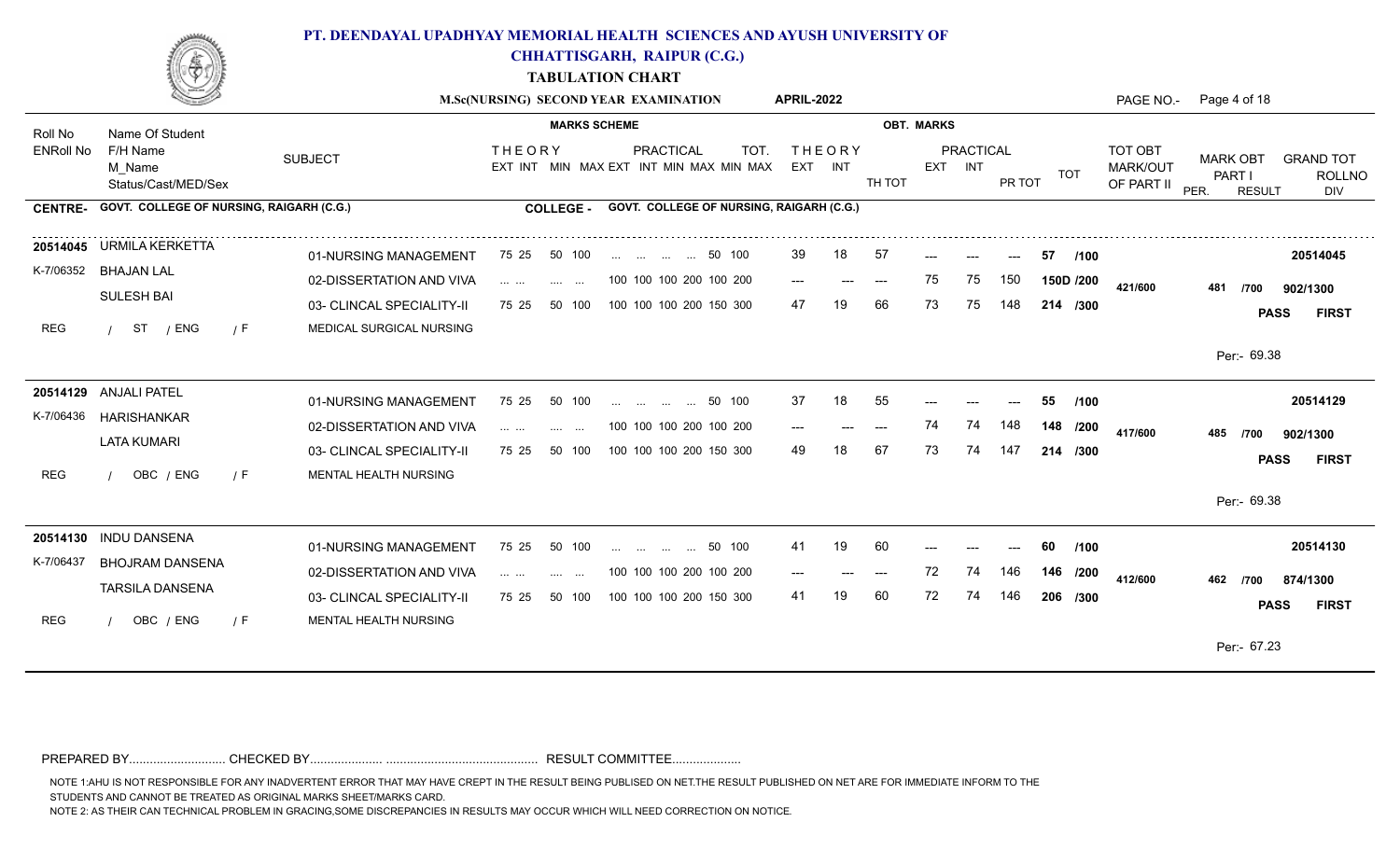# PT. DEENDAYAL UPADHYAY MEMORIAL HEALTH SCIENCES AND AYUSH UNIVERSITY OF CHHATTISGARH, RAIPUR (C.G.)

**TABULATION CHART**

**M.Sc(NURSING) SECOND YEAR EXAMINATION APRIL-2022**

PAGE NO.- Page 4 of 18

**CENTRE- GOVT. COLLEGE OF NURSING, RAIGARH (C.G.)** | **COLLEGE - GOVT. COLLEGE OF NURSING, RAIGARH (C.G.)**

| Roll No / ENRoll No | Name Of Student / F/H Name / M_Name / Status/Cast/MED/Sex | SUBJECT | THEORY EXT INT MIN MAX | PRACTICAL EXT INT MIN MAX MIN MAX | THEORY EXT | THEORY INT | TH TOT | PRACTICAL EXT | PRACTICAL INT | PR TOT | TOT | TOT OBT MARK/OUT OF PART II | MARK OBT PART I | GRAND TOT | ROLLNO / RESULT / DIV |
|---|---|---|---|---|---|---|---|---|---|---|---|---|---|---|---|
| 20514045 | URMILA KERKETTA | 01-NURSING MANAGEMENT | 75 25 50 100 | ... ... ... ... 50 100 | 39 | 18 | 57 | --- | --- | --- | 57 /100 | | | | 20514045 |
| K-7/06352 | BHAJAN LAL | 02-DISSERTATION AND VIVA | ... ... .... ... | 100 100 100 200 100 200 | --- | --- | --- | 75 | 75 | 150 | 150D /200 | 421/600 | 481 /700 | 902/1300 | |
| | SULESH BAI | 03- CLINCAL SPECIALITY-II | 75 25 50 100 | 100 100 100 200 150 300 | 47 | 19 | 66 | 73 | 75 | 148 | 214 /300 | | | | PASS FIRST |
| REG | / ST / ENG / F | MEDICAL SURGICAL NURSING | | | | | | | | | | | | | Per:- 69.38 |
| 20514129 | ANJALI PATEL | 01-NURSING MANAGEMENT | 75 25 50 100 | ... ... ... ... 50 100 | 37 | 18 | 55 | --- | --- | --- | 55 /100 | | | | 20514129 |
| K-7/06436 | HARISHANKAR | 02-DISSERTATION AND VIVA | ... ... .... ... | 100 100 100 200 100 200 | --- | --- | --- | 74 | 74 | 148 | 148 /200 | 417/600 | 485 /700 | 902/1300 | |
| | LATA KUMARI | 03- CLINCAL SPECIALITY-II | 75 25 50 100 | 100 100 100 200 150 300 | 49 | 18 | 67 | 73 | 74 | 147 | 214 /300 | | | | PASS FIRST |
| REG | / OBC / ENG / F | MENTAL HEALTH NURSING | | | | | | | | | | | | | Per:- 69.38 |
| 20514130 | INDU DANSENA | 01-NURSING MANAGEMENT | 75 25 50 100 | ... ... ... ... 50 100 | 41 | 19 | 60 | --- | --- | --- | 60 /100 | | | | 20514130 |
| K-7/06437 | BHOJRAM DANSENA | 02-DISSERTATION AND VIVA | ... ... .... ... | 100 100 100 200 100 200 | --- | --- | --- | 72 | 74 | 146 | 146 /200 | 412/600 | 462 /700 | 874/1300 | |
| | TARSILA DANSENA | 03- CLINCAL SPECIALITY-II | 75 25 50 100 | 100 100 100 200 150 300 | 41 | 19 | 60 | 72 | 74 | 146 | 206 /300 | | | | PASS FIRST |
| REG | / OBC / ENG / F | MENTAL HEALTH NURSING | | | | | | | | | | | | | Per:- 67.23 |

PREPARED BY........................... CHECKED BY..................... ............................................ RESULT COMMITTEE....................

NOTE 1:AHU IS NOT RESPONSIBLE FOR ANY INADVERTENT ERROR THAT MAY HAVE CREPT IN THE RESULT BEING PUBLISED ON NET.THE RESULT PUBLISHED ON NET ARE FOR IMMEDIATE INFORM TO THE STUDENTS AND CANNOT BE TREATED AS ORIGINAL MARKS SHEET/MARKS CARD.

NOTE 2: AS THEIR CAN TECHNICAL PROBLEM IN GRACING,SOME DISCREPANCIES IN RESULTS MAY OCCUR WHICH WILL NEED CORRECTION ON NOTICE.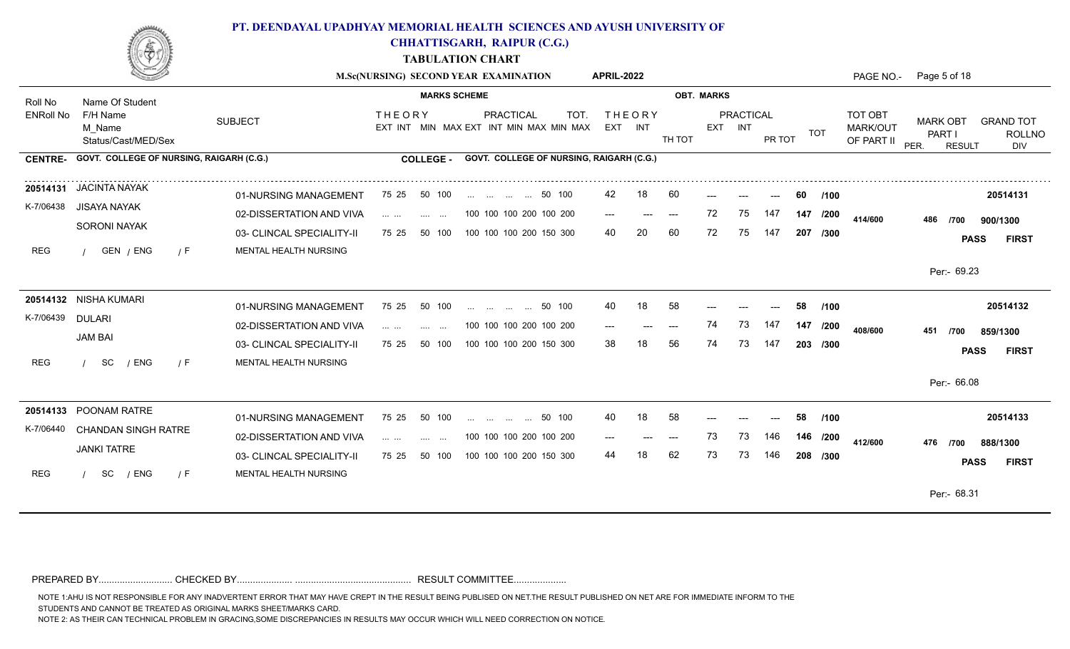# PT. DEENDAYAL UPADHYAY MEMORIAL HEALTH SCIENCES AND AYUSH UNIVERSITY OF CHHATTISGARH, RAIPUR (C.G.)

## TABULATION CHART

**M.Sc(NURSING) SECOND YEAR EXAMINATION** **APRIL-2022**

**CENTRE- GOVT. COLLEGE OF NURSING, RAIGARH (C.G.)** **COLLEGE - GOVT. COLLEGE OF NURSING, RAIGARH (C.G.)**

| Roll No / ENRoll No | Name Of Student / F/H Name / M_Name / Status/Cast/MED/Sex | SUBJECT | THEORY EXT INT MIN MAX | PRACTICAL EXT INT MIN MAX MIN MAX | THEORY EXT | INT | TH TOT | PRACTICAL EXT | INT | PR TOT | TOT | TOT OBT MARK/OUT OF PART II | MARK OBT PART I | GRAND TOT | RESULT / DIV |
|---|---|---|---|---|---|---|---|---|---|---|---|---|---|---|---|
| 20514131 | JACINTA NAYAK | 01-NURSING MANAGEMENT | 75 25 50 100 | ... ... ... ... 50 100 | 42 | 18 | 60 | --- | --- | --- | 60 /100 | | | | 20514131 |
| K-7/06438 | JISAYA NAYAK | 02-DISSERTATION AND VIVA | ... ... .... ... | 100 100 100 200 100 200 | --- | --- | --- | 72 | 75 | 147 | 147 /200 | 414/600 | 486 /700 | 900/1300 | |
| | SORONI NAYAK | 03- CLINCAL SPECIALITY-II | 75 25 50 100 | 100 100 100 200 150 300 | 40 | 20 | 60 | 72 | 75 | 147 | 207 /300 | | | | PASS FIRST |
| REG | / GEN / ENG / F | MENTAL HEALTH NURSING | | | | | | | | | | | | Per:- 69.23 | |
| 20514132 | NISHA KUMARI | 01-NURSING MANAGEMENT | 75 25 50 100 | ... ... ... ... 50 100 | 40 | 18 | 58 | --- | --- | --- | 58 /100 | | | | 20514132 |
| K-7/06439 | DULARI | 02-DISSERTATION AND VIVA | ... ... .... ... | 100 100 100 200 100 200 | --- | --- | --- | 74 | 73 | 147 | 147 /200 | 408/600 | 451 /700 | 859/1300 | |
| | JAM BAI | 03- CLINCAL SPECIALITY-II | 75 25 50 100 | 100 100 100 200 150 300 | 38 | 18 | 56 | 74 | 73 | 147 | 203 /300 | | | | PASS FIRST |
| REG | / SC / ENG / F | MENTAL HEALTH NURSING | | | | | | | | | | | | Per:- 66.08 | |
| 20514133 | POONAM RATRE | 01-NURSING MANAGEMENT | 75 25 50 100 | ... ... ... ... 50 100 | 40 | 18 | 58 | --- | --- | --- | 58 /100 | | | | 20514133 |
| K-7/06440 | CHANDAN SINGH RATRE | 02-DISSERTATION AND VIVA | ... ... .... ... | 100 100 100 200 100 200 | --- | --- | --- | 73 | 73 | 146 | 146 /200 | 412/600 | 476 /700 | 888/1300 | |
| | JANKI TATRE | 03- CLINCAL SPECIALITY-II | 75 25 50 100 | 100 100 100 200 150 300 | 44 | 18 | 62 | 73 | 73 | 146 | 208 /300 | | | | PASS FIRST |
| REG | / SC / ENG / F | MENTAL HEALTH NURSING | | | | | | | | | | | | Per:- 68.31 | |

PREPARED BY............................ CHECKED BY..................... ............................................. RESULT COMMITTEE....................

NOTE 1:AHU IS NOT RESPONSIBLE FOR ANY INADVERTENT ERROR THAT MAY HAVE CREPT IN THE RESULT BEING PUBLISED ON NET.THE RESULT PUBLISHED ON NET ARE FOR IMMEDIATE INFORM TO THE STUDENTS AND CANNOT BE TREATED AS ORIGINAL MARKS SHEET/MARKS CARD.

NOTE 2: AS THEIR CAN TECHNICAL PROBLEM IN GRACING,SOME DISCREPANCIES IN RESULTS MAY OCCUR WHICH WILL NEED CORRECTION ON NOTICE.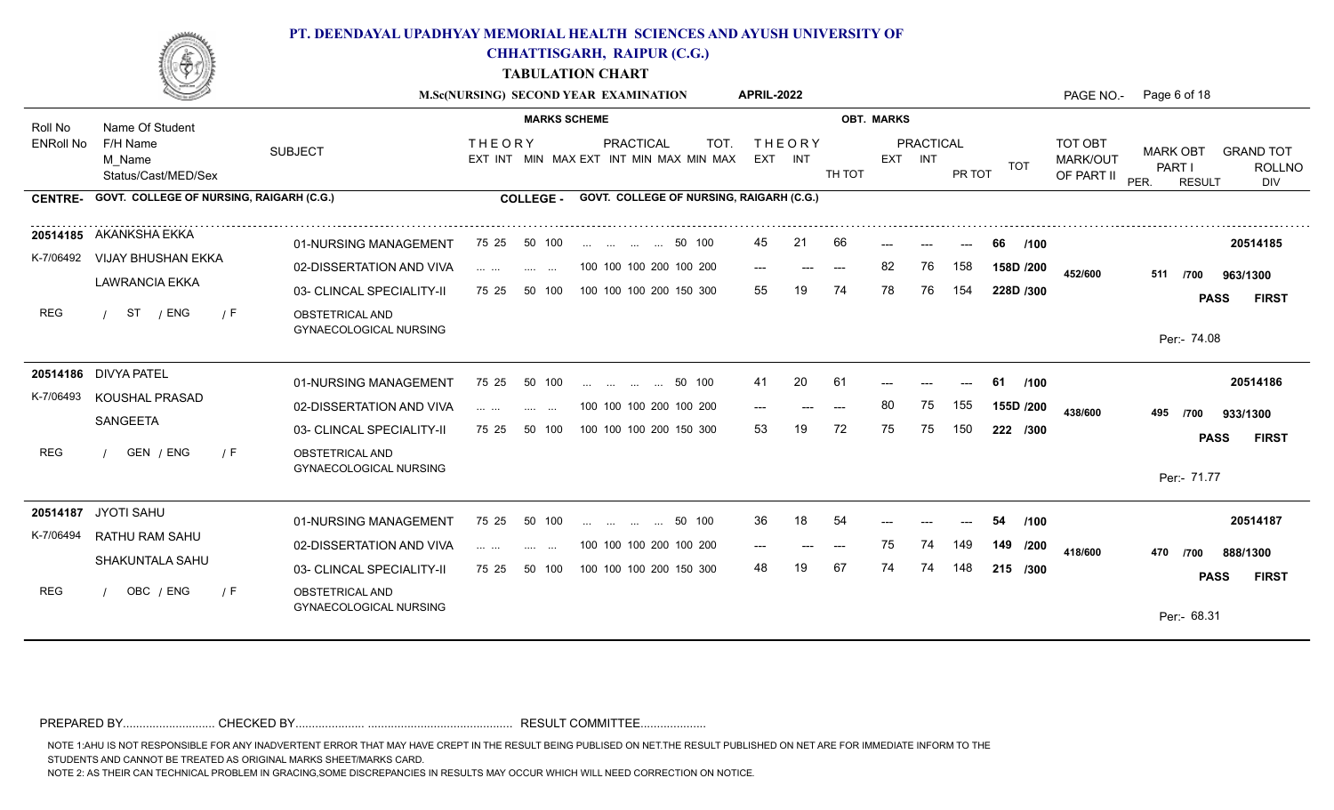# PT. DEENDAYAL UPADHYAY MEMORIAL HEALTH SCIENCES AND AYUSH UNIVERSITY OF CHHATTISGARH, RAIPUR (C.G.)

## TABULATION CHART

**M.Sc(NURSING) SECOND YEAR EXAMINATION** — **APRIL-2022**

**CENTRE- GOVT. COLLEGE OF NURSING, RAIGARH (C.G.)** — **COLLEGE - GOVT. COLLEGE OF NURSING, RAIGARH (C.G.)**

MARKS SCHEME: THEORY (EXT INT MIN MAX), PRACTICAL (EXT INT MIN MAX MIN MAX), TOT. — OBT. MARKS: THEORY (EXT, INT, TH TOT), PRACTICAL (EXT, INT, PR TOT), TOT

| Roll No / ENRoll No | Name Of Student / F/H Name / M_Name / Status/Cast/MED/Sex | SUBJECT | Theory Scheme (EXT INT MIN MAX) | Practical Scheme (EXT INT MIN MAX MIN MAX) | TH EXT | TH INT | TH TOT | PR EXT | PR INT | PR TOT | TOT | TOT OBT MARK/OUT OF PART II | MARK OBT PART I | GRAND TOT | ROLLNO / RESULT / DIV / PER. |
|---|---|---|---|---|---|---|---|---|---|---|---|---|---|---|---|
| 20514185 / K-7/06492 | AKANKSHA EKKA / VIJAY BHUSHAN EKKA / LAWRANCIA EKKA / REG / ST / ENG / F | 01-NURSING MANAGEMENT | 75 25 50 100 | ... ... ... ... 50 100 | 45 | 21 | 66 | --- | --- | --- | 66 /100 | 452/600 | 511 /700 | 963/1300 | 20514185 PASS FIRST Per:- 74.08 |
| | | 02-DISSERTATION AND VIVA | ... ... .... ... | 100 100 100 200 100 200 | --- | --- | --- | 82 | 76 | 158 | 158D /200 | | | | |
| | | 03- CLINCAL SPECIALITY-II OBSTETRICAL AND GYNAECOLOGICAL NURSING | 75 25 50 100 | 100 100 100 200 150 300 | 55 | 19 | 74 | 78 | 76 | 154 | 228D /300 | | | | |
| 20514186 / K-7/06493 | DIVYA PATEL / KOUSHAL PRASAD / SANGEETA / REG / GEN / ENG / F | 01-NURSING MANAGEMENT | 75 25 50 100 | ... ... ... ... 50 100 | 41 | 20 | 61 | --- | --- | --- | 61 /100 | 438/600 | 495 /700 | 933/1300 | 20514186 PASS FIRST Per:- 71.77 |
| | | 02-DISSERTATION AND VIVA | ... ... .... ... | 100 100 100 200 100 200 | --- | --- | --- | 80 | 75 | 155 | 155D /200 | | | | |
| | | 03- CLINCAL SPECIALITY-II OBSTETRICAL AND GYNAECOLOGICAL NURSING | 75 25 50 100 | 100 100 100 200 150 300 | 53 | 19 | 72 | 75 | 75 | 150 | 222 /300 | | | | |
| 20514187 / K-7/06494 | JYOTI SAHU / RATHU RAM SAHU / SHAKUNTALA SAHU / REG / OBC / ENG / F | 01-NURSING MANAGEMENT | 75 25 50 100 | ... ... ... ... 50 100 | 36 | 18 | 54 | --- | --- | --- | 54 /100 | 418/600 | 470 /700 | 888/1300 | 20514187 PASS FIRST Per:- 68.31 |
| | | 02-DISSERTATION AND VIVA | ... ... .... ... | 100 100 100 200 100 200 | --- | --- | --- | 75 | 74 | 149 | 149 /200 | | | | |
| | | 03- CLINCAL SPECIALITY-II OBSTETRICAL AND GYNAECOLOGICAL NURSING | 75 25 50 100 | 100 100 100 200 150 300 | 48 | 19 | 67 | 74 | 74 | 148 | 215 /300 | | | | |

PREPARED BY........................... CHECKED BY.................... ........................................... RESULT COMMITTEE...................

NOTE 1:AHU IS NOT RESPONSIBLE FOR ANY INADVERTENT ERROR THAT MAY HAVE CREPT IN THE RESULT BEING PUBLISED ON NET.THE RESULT PUBLISHED ON NET ARE FOR IMMEDIATE INFORM TO THE STUDENTS AND CANNOT BE TREATED AS ORIGINAL MARKS SHEET/MARKS CARD.

NOTE 2: AS THEIR CAN TECHNICAL PROBLEM IN GRACING,SOME DISCREPANCIES IN RESULTS MAY OCCUR WHICH WILL NEED CORRECTION ON NOTICE.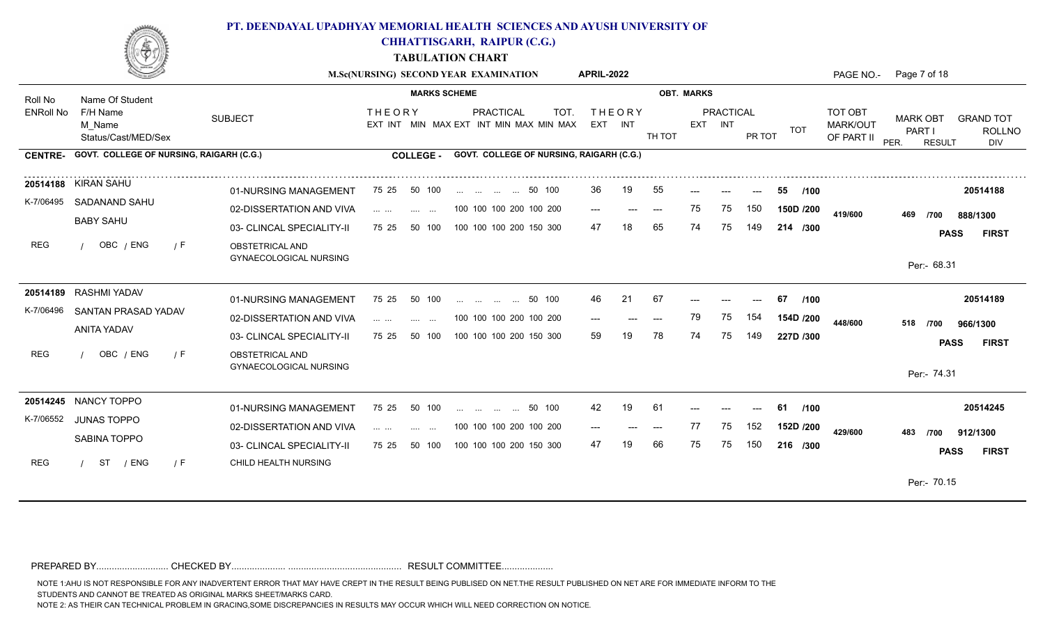## PT. DEENDAYAL UPADHYAY MEMORIAL HEALTH SCIENCES AND AYUSH UNIVERSITY OF CHHATTISGARH, RAIPUR (C.G.)

### TABULATION CHART

**M.Sc(NURSING) SECOND YEAR EXAMINATION** **APRIL-2022**

**CENTRE- GOVT. COLLEGE OF NURSING, RAIGARH (C.G.)** **COLLEGE - GOVT. COLLEGE OF NURSING, RAIGARH (C.G.)**

| Roll No / ENRoll No | Name Of Student / F/H Name / M_Name / Status/Cast/MED/Sex | SUBJECT | THEORY EXT INT MIN MAX | PRACTICAL EXT INT MIN MAX MIN MAX | THEORY EXT | THEORY INT | TH TOT | PRACTICAL EXT | PRACTICAL INT | PR TOT | TOT | TOT OBT MARK/OUT OF PART II | MARK OBT PART I | GRAND TOT | RESULT / DIV |
|---|---|---|---|---|---|---|---|---|---|---|---|---|---|---|---|
| 20514188 | KIRAN SAHU | 01-NURSING MANAGEMENT | 75 25 50 100 | ... ... ... ... 50 100 | 36 | 19 | 55 | --- | --- | --- | 55 /100 | 419/600 | 469 /700 | 888/1300 | 20514188 |
| K-7/06495 | SADANAND SAHU | 02-DISSERTATION AND VIVA | ... ... .... ... | 100 100 100 200 100 200 | --- | --- | --- | 75 | 75 | 150 | 150D /200 | | | | PASS FIRST |
| | BABY SAHU | 03- CLINCAL SPECIALITY-II OBSTETRICAL AND GYNAECOLOGICAL NURSING | 75 25 50 100 | 100 100 100 200 150 300 | 47 | 18 | 65 | 74 | 75 | 149 | 214 /300 | | | | Per:- 68.31 |
| REG | / OBC / ENG / F | | | | | | | | | | | | | | |
| 20514189 | RASHMI YADAV | 01-NURSING MANAGEMENT | 75 25 50 100 | ... ... ... ... 50 100 | 46 | 21 | 67 | --- | --- | --- | 67 /100 | 448/600 | 518 /700 | 966/1300 | 20514189 |
| K-7/06496 | SANTAN PRASAD YADAV | 02-DISSERTATION AND VIVA | ... ... .... ... | 100 100 100 200 100 200 | --- | --- | --- | 79 | 75 | 154 | 154D /200 | | | | PASS FIRST |
| | ANITA YADAV | 03- CLINCAL SPECIALITY-II OBSTETRICAL AND GYNAECOLOGICAL NURSING | 75 25 50 100 | 100 100 100 200 150 300 | 59 | 19 | 78 | 74 | 75 | 149 | 227D /300 | | | | Per:- 74.31 |
| REG | / OBC / ENG / F | | | | | | | | | | | | | | |
| 20514245 | NANCY TOPPO | 01-NURSING MANAGEMENT | 75 25 50 100 | ... ... ... ... 50 100 | 42 | 19 | 61 | --- | --- | --- | 61 /100 | 429/600 | 483 /700 | 912/1300 | 20514245 |
| K-7/06552 | JUNAS TOPPO | 02-DISSERTATION AND VIVA | ... ... .... ... | 100 100 100 200 100 200 | --- | --- | --- | 77 | 75 | 152 | 152D /200 | | | | PASS FIRST |
| | SABINA TOPPO | 03- CLINCAL SPECIALITY-II CHILD HEALTH NURSING | 75 25 50 100 | 100 100 100 200 150 300 | 47 | 19 | 66 | 75 | 75 | 150 | 216 /300 | | | | Per:- 70.15 |
| REG | / ST / ENG / F | | | | | | | | | | | | | | |

PREPARED BY........................... CHECKED BY..................... ........................................... RESULT COMMITTEE...................

NOTE 1:AHU IS NOT RESPONSIBLE FOR ANY INADVERTENT ERROR THAT MAY HAVE CREPT IN THE RESULT BEING PUBLISED ON NET.THE RESULT PUBLISHED ON NET ARE FOR IMMEDIATE INFORM TO THE STUDENTS AND CANNOT BE TREATED AS ORIGINAL MARKS SHEET/MARKS CARD.

NOTE 2: AS THEIR CAN TECHNICAL PROBLEM IN GRACING,SOME DISCREPANCIES IN RESULTS MAY OCCUR WHICH WILL NEED CORRECTION ON NOTICE.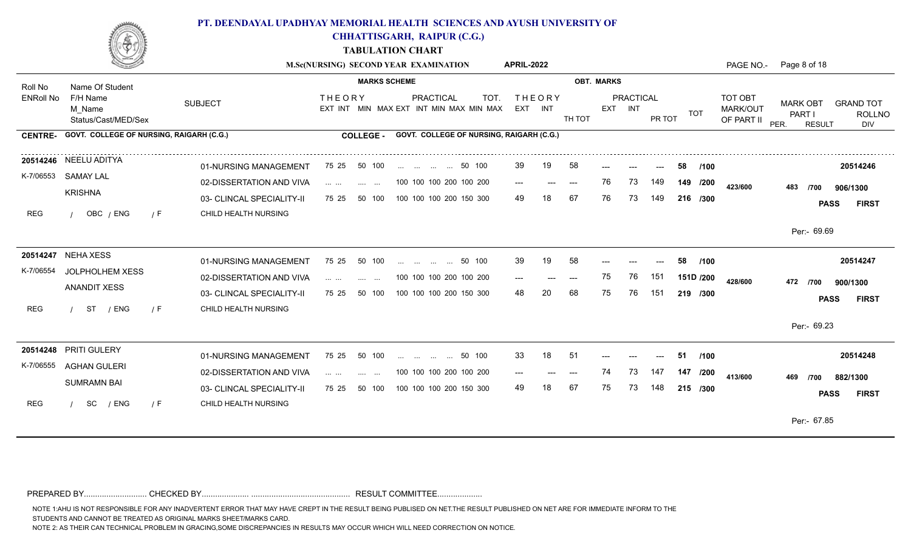# PT. DEENDAYAL UPADHYAY MEMORIAL HEALTH SCIENCES AND AYUSH UNIVERSITY OF CHHATTISGARH, RAIPUR (C.G.)

## TABULATION CHART

**M.Sc(NURSING) SECOND YEAR EXAMINATION** **APRIL-2022**

**CENTRE- GOVT. COLLEGE OF NURSING, RAIGARH (C.G.)** **COLLEGE - GOVT. COLLEGE OF NURSING, RAIGARH (C.G.)**

| Roll No / ENRoll No | Name Of Student / F/H Name / M_Name / Status/Cast/MED/Sex | SUBJECT | THEORY EXT INT MIN MAX | PRACTICAL EXT INT MIN MAX MIN MAX | THEORY EXT | THEORY INT | TH TOT | PRACTICAL EXT | PRACTICAL INT | PR TOT | TOT | TOT OBT MARK/OUT OF PART II | MARK OBT PART I PER. RESULT | GRAND TOT ROLLNO DIV |
|---|---|---|---|---|---|---|---|---|---|---|---|---|---|---|
| 20514246 | NEELU ADITYA | 01-NURSING MANAGEMENT | 75 25 50 100 | ... ... ... ... 50 100 | 39 | 19 | 58 | --- | --- | --- | 58 /100 | | | 20514246 |
| K-7/06553 | SAMAY LAL | 02-DISSERTATION AND VIVA | ... ... .... ... | 100 100 100 200 100 200 | --- | --- | --- | 76 | 73 | 149 | 149 /200 | 423/600 | 483 /700 | 906/1300 |
| | KRISHNA | 03- CLINCAL SPECIALITY-II | 75 25 50 100 | 100 100 100 200 150 300 | 49 | 18 | 67 | 76 | 73 | 149 | 216 /300 | | PASS | FIRST |
| REG | / OBC / ENG / F | CHILD HEALTH NURSING | | | | | | | | | | | Per:- 69.69 | |
| 20514247 | NEHA XESS | 01-NURSING MANAGEMENT | 75 25 50 100 | ... ... ... ... 50 100 | 39 | 19 | 58 | --- | --- | --- | 58 /100 | | | 20514247 |
| K-7/06554 | JOLPHOLHEM XESS | 02-DISSERTATION AND VIVA | ... ... .... ... | 100 100 100 200 100 200 | --- | --- | --- | 75 | 76 | 151 | 151D /200 | 428/600 | 472 /700 | 900/1300 |
| | ANANDIT XESS | 03- CLINCAL SPECIALITY-II | 75 25 50 100 | 100 100 100 200 150 300 | 48 | 20 | 68 | 75 | 76 | 151 | 219 /300 | | PASS | FIRST |
| REG | / ST / ENG / F | CHILD HEALTH NURSING | | | | | | | | | | | Per:- 69.23 | |
| 20514248 | PRITI GULERY | 01-NURSING MANAGEMENT | 75 25 50 100 | ... ... ... ... 50 100 | 33 | 18 | 51 | --- | --- | --- | 51 /100 | | | 20514248 |
| K-7/06555 | AGHAN GULERI | 02-DISSERTATION AND VIVA | ... ... .... ... | 100 100 100 200 100 200 | --- | --- | --- | 74 | 73 | 147 | 147 /200 | 413/600 | 469 /700 | 882/1300 |
| | SUMRAMN BAI | 03- CLINCAL SPECIALITY-II | 75 25 50 100 | 100 100 100 200 150 300 | 49 | 18 | 67 | 75 | 73 | 148 | 215 /300 | | PASS | FIRST |
| REG | / SC / ENG / F | CHILD HEALTH NURSING | | | | | | | | | | | Per:- 67.85 | |

PREPARED BY............................ CHECKED BY..................... ............................................ RESULT COMMITTEE....................

NOTE 1:AHU IS NOT RESPONSIBLE FOR ANY INADVERTENT ERROR THAT MAY HAVE CREPT IN THE RESULT BEING PUBLISED ON NET.THE RESULT PUBLISHED ON NET ARE FOR IMMEDIATE INFORM TO THE STUDENTS AND CANNOT BE TREATED AS ORIGINAL MARKS SHEET/MARKS CARD.

NOTE 2: AS THEIR CAN TECHNICAL PROBLEM IN GRACING,SOME DISCREPANCIES IN RESULTS MAY OCCUR WHICH WILL NEED CORRECTION ON NOTICE.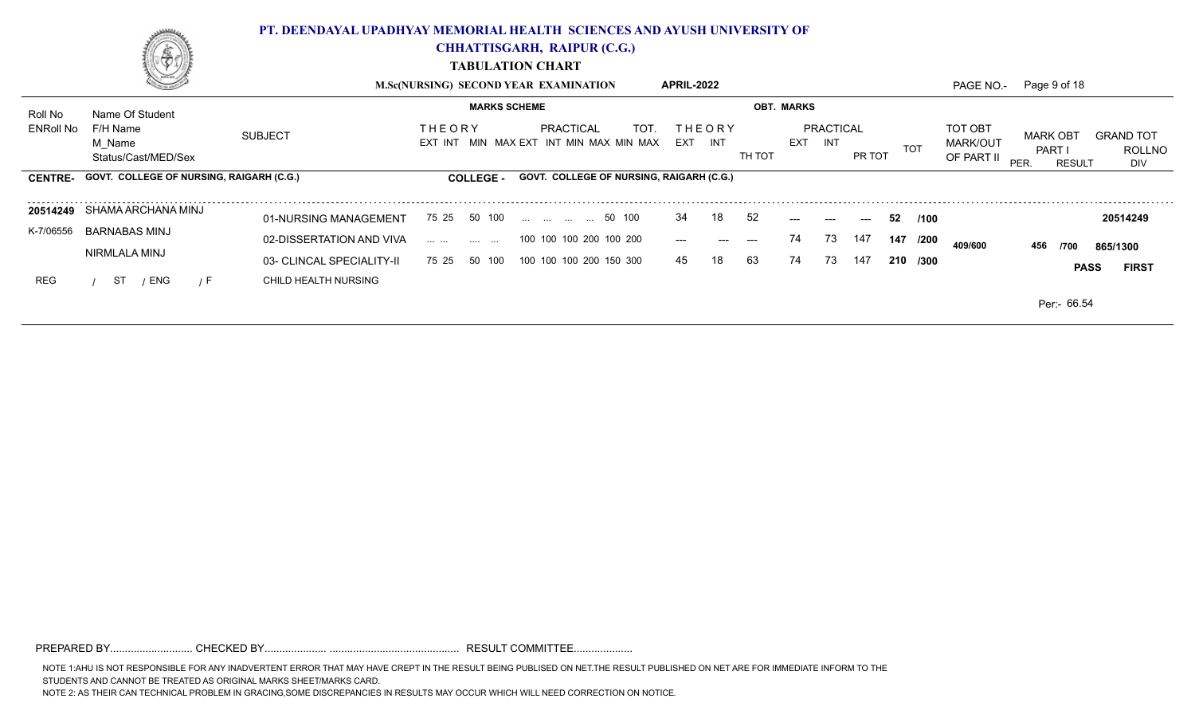# PT. DEENDAYAL UPADHYAY MEMORIAL HEALTH SCIENCES AND AYUSH UNIVERSITY OF CHHATTISGARH, RAIPUR (C.G.)

## TABULATION CHART

**M.Sc(NURSING) SECOND YEAR EXAMINATION APRIL-2022**

| Roll No / ENRoll No | Name Of Student / F/H Name / M_Name / Status/Cast/MED/Sex | SUBJECT | MARKS SCHEME THEORY (EXT INT MIN MAX) | MARKS SCHEME PRACTICAL (EXT INT MIN MAX MIN MAX) | TOT. | OBT. THEORY EXT | OBT. THEORY INT | TH TOT | OBT. PRACTICAL EXT | OBT. PRACTICAL INT | PR TOT | TOT | TOT OBT MARK/OUT OF PART II | MARK OBT PART I | GRAND TOT | ROLLNO / DIV |
|---|---|---|---|---|---|---|---|---|---|---|---|---|---|---|---|---|
| | | | | | | | | | | | | | | | | |

**CENTRE- GOVT. COLLEGE OF NURSING, RAIGARH (C.G.)** **COLLEGE - GOVT. COLLEGE OF NURSING, RAIGARH (C.G.)**

| Roll No / ENRoll No | Name / Details | SUBJECT | THEORY (EXT INT MIN MAX) | PRACTICAL (EXT INT MIN MAX MIN MAX) | TH EXT | TH INT | TH TOT | PR EXT | PR INT | PR TOT | TOT | TOT OBT | PART I | GRAND TOT | RESULT |
|---|---|---|---|---|---|---|---|---|---|---|---|---|---|---|---|
| 20514249 | SHAMA ARCHANA MINJ | 01-NURSING MANAGEMENT | 75 25 50 100 | ... ... ... ... 50 100 | 34 | 18 | 52 | --- | --- | --- | 52 /100 | | | | 20514249 |
| K-7/06556 | BARNABAS MINJ | 02-DISSERTATION AND VIVA | ... ... .... ... | 100 100 100 200 100 200 | --- | --- | --- | 74 | 73 | 147 | 147 /200 | 409/600 | 456 /700 | 865/1300 | |
| | NIRMLALA MINJ | 03- CLINCAL SPECIALITY-II | 75 25 50 100 | 100 100 100 200 150 300 | 45 | 18 | 63 | 74 | 73 | 147 | 210 /300 | | | | PASS FIRST |
| REG | / ST / ENG / F | CHILD HEALTH NURSING | | | | | | | | | | | | | |

Per:- 66.54

PREPARED BY............................ CHECKED BY..................... ............................................ RESULT COMMITTEE....................

NOTE 1:AHU IS NOT RESPONSIBLE FOR ANY INADVERTENT ERROR THAT MAY HAVE CREPT IN THE RESULT BEING PUBLISED ON NET.THE RESULT PUBLISHED ON NET ARE FOR IMMEDIATE INFORM TO THE STUDENTS AND CANNOT BE TREATED AS ORIGINAL MARKS SHEET/MARKS CARD.

NOTE 2: AS THEIR CAN TECHNICAL PROBLEM IN GRACING,SOME DISCREPANCIES IN RESULTS MAY OCCUR WHICH WILL NEED CORRECTION ON NOTICE.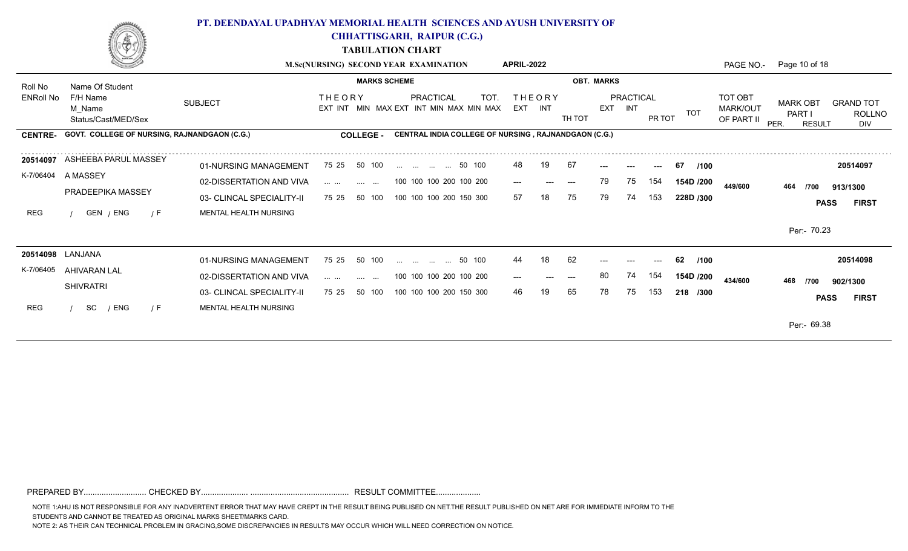# PT. DEENDAYAL UPADHYAY MEMORIAL HEALTH SCIENCES AND AYUSH UNIVERSITY OF CHHATTISGARH, RAIPUR (C.G.)

## TABULATION CHART

**M.Sc(NURSING) SECOND YEAR EXAMINATION APRIL-2022**

**CENTRE- GOVT. COLLEGE OF NURSING, RAJNANDGAON (C.G.)**

**COLLEGE - CENTRAL INDIA COLLEGE OF NURSING , RAJNANDGAON (C.G.)**

| Roll No / ENRoll No | Name Of Student / F/H Name / M_Name / Status/Cast/MED/Sex | SUBJECT | THEORY EXT INT MIN MAX | PRACTICAL EXT INT MIN MAX MIN MAX | TOT. | THEORY EXT | THEORY INT | TH TOT | PRACTICAL EXT | PRACTICAL INT | PR TOT | TOT | TOT OBT MARK/OUT OF PART II | MARK OBT PART I / PER. | GRAND TOT / RESULT | ROLLNO / DIV |
|---|---|---|---|---|---|---|---|---|---|---|---|---|---|---|---|---|
| 20514097 | ASHEEBA PARUL MASSEY | 01-NURSING MANAGEMENT | 75 25 50 100 | ... ... ... ... | 50 100 | 48 | 19 | 67 | --- | --- | --- | 67 /100 | | | | 20514097 |
| K-7/06404 | A MASSEY | 02-DISSERTATION AND VIVA | ... ... .... ... | 100 100 100 200 | 100 200 | --- | --- | --- | 79 | 75 | 154 | 154D /200 | 449/600 | 464 /700 | 913/1300 | |
| | PRADEEPIKA MASSEY | 03- CLINCAL SPECIALITY-II | 75 25 50 100 | 100 100 100 200 | 150 300 | 57 | 18 | 75 | 79 | 74 | 153 | 228D /300 | | | PASS | FIRST |
| REG | / GEN / ENG / F | MENTAL HEALTH NURSING | | | | | | | | | | | | Per:- 70.23 | | |
| 20514098 | LANJANA | 01-NURSING MANAGEMENT | 75 25 50 100 | ... ... ... ... | 50 100 | 44 | 18 | 62 | --- | --- | --- | 62 /100 | | | | 20514098 |
| K-7/06405 | AHIVARAN LAL | 02-DISSERTATION AND VIVA | ... ... .... ... | 100 100 100 200 | 100 200 | --- | --- | --- | 80 | 74 | 154 | 154D /200 | 434/600 | 468 /700 | 902/1300 | |
| | SHIVRATRI | 03- CLINCAL SPECIALITY-II | 75 25 50 100 | 100 100 100 200 | 150 300 | 46 | 19 | 65 | 78 | 75 | 153 | 218 /300 | | | PASS | FIRST |
| REG | / SC / ENG / F | MENTAL HEALTH NURSING | | | | | | | | | | | | Per:- 69.38 | | |

PREPARED BY............................ CHECKED BY..................... ............................................ RESULT COMMITTEE....................

NOTE 1:AHU IS NOT RESPONSIBLE FOR ANY INADVERTENT ERROR THAT MAY HAVE CREPT IN THE RESULT BEING PUBLISED ON NET.THE RESULT PUBLISHED ON NET ARE FOR IMMEDIATE INFORM TO THE STUDENTS AND CANNOT BE TREATED AS ORIGINAL MARKS SHEET/MARKS CARD.

NOTE 2: AS THEIR CAN TECHNICAL PROBLEM IN GRACING,SOME DISCREPANCIES IN RESULTS MAY OCCUR WHICH WILL NEED CORRECTION ON NOTICE.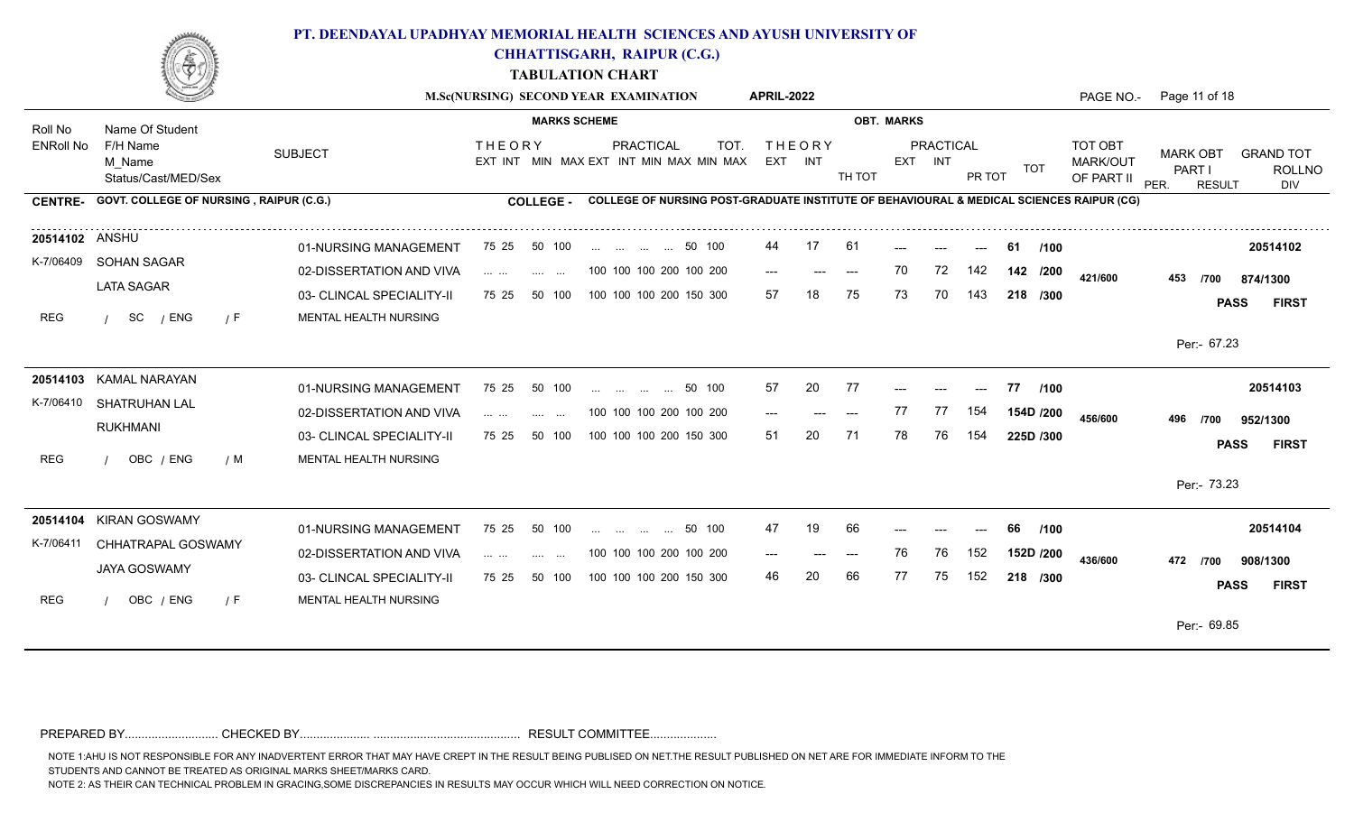# PT. DEENDAYAL UPADHYAY MEMORIAL HEALTH SCIENCES AND AYUSH UNIVERSITY OF CHHATTISGARH, RAIPUR (C.G.)

## TABULATION CHART

**M.Sc(NURSING) SECOND YEAR EXAMINATION** — **APRIL-2022**

**CENTRE-** GOVT. COLLEGE OF NURSING , RAIPUR (C.G.)
**COLLEGE -** COLLEGE OF NURSING POST-GRADUATE INSTITUTE OF BEHAVIOURAL & MEDICAL SCIENCES RAIPUR (CG)

| Roll No / ENRoll No | Name Of Student / F/H Name / M_Name / Status/Cast/MED/Sex | SUBJECT | THEORY EXT INT | MIN MAX | PRACTICAL EXT INT MIN MAX MIN MAX | TOT. | THEORY EXT | INT | TH TOT | PRACTICAL EXT | INT | PR TOT | TOT | TOT OBT MARK/OUT OF PART II | MARK OBT PART I | GRAND TOT | ROLLNO / RESULT / DIV |
|---|---|---|---|---|---|---|---|---|---|---|---|---|---|---|---|---|---|
| 20514102 | ANSHU | 01-NURSING MANAGEMENT | 75 25 | 50 100 | ... ... ... ... 50 100 | | 44 | 17 | 61 | --- | --- | --- | 61 /100 | | | | 20514102 |
| K-7/06409 | SOHAN SAGAR | 02-DISSERTATION AND VIVA | ... ... | .... ... | 100 100 100 200 100 200 | | --- | --- | --- | 70 | 72 | 142 | 142 /200 | 421/600 | 453 /700 | 874/1300 | |
| | LATA SAGAR | 03- CLINCAL SPECIALITY-II | 75 25 | 50 100 | 100 100 100 200 150 300 | | 57 | 18 | 75 | 73 | 70 | 143 | 218 /300 | | | | PASS FIRST |
| REG | / SC / ENG / F | MENTAL HEALTH NURSING | | | | | | | | | | | | | | | Per:- 67.23 |
| 20514103 | KAMAL NARAYAN | 01-NURSING MANAGEMENT | 75 25 | 50 100 | ... ... ... ... 50 100 | | 57 | 20 | 77 | --- | --- | --- | 77 /100 | | | | 20514103 |
| K-7/06410 | SHATRUHAN LAL | 02-DISSERTATION AND VIVA | ... ... | .... ... | 100 100 100 200 100 200 | | --- | --- | --- | 77 | 77 | 154 | 154D /200 | 456/600 | 496 /700 | 952/1300 | |
| | RUKHMANI | 03- CLINCAL SPECIALITY-II | 75 25 | 50 100 | 100 100 100 200 150 300 | | 51 | 20 | 71 | 78 | 76 | 154 | 225D /300 | | | | PASS FIRST |
| REG | / OBC / ENG / M | MENTAL HEALTH NURSING | | | | | | | | | | | | | | | Per:- 73.23 |
| 20514104 | KIRAN GOSWAMY | 01-NURSING MANAGEMENT | 75 25 | 50 100 | ... ... ... ... 50 100 | | 47 | 19 | 66 | --- | --- | --- | 66 /100 | | | | 20514104 |
| K-7/06411 | CHHATRAPAL GOSWAMY | 02-DISSERTATION AND VIVA | ... ... | .... ... | 100 100 100 200 100 200 | | --- | --- | --- | 76 | 76 | 152 | 152D /200 | 436/600 | 472 /700 | 908/1300 | |
| | JAYA GOSWAMY | 03- CLINCAL SPECIALITY-II | 75 25 | 50 100 | 100 100 100 200 150 300 | | 46 | 20 | 66 | 77 | 75 | 152 | 218 /300 | | | | PASS FIRST |
| REG | / OBC / ENG / F | MENTAL HEALTH NURSING | | | | | | | | | | | | | | | Per:- 69.85 |

PREPARED BY........................... CHECKED BY..................... ........................................... RESULT COMMITTEE...................

NOTE 1:AHU IS NOT RESPONSIBLE FOR ANY INADVERTENT ERROR THAT MAY HAVE CREPT IN THE RESULT BEING PUBLISED ON NET.THE RESULT PUBLISHED ON NET ARE FOR IMMEDIATE INFORM TO THE STUDENTS AND CANNOT BE TREATED AS ORIGINAL MARKS SHEET/MARKS CARD.
NOTE 2: AS THEIR CAN TECHNICAL PROBLEM IN GRACING,SOME DISCREPANCIES IN RESULTS MAY OCCUR WHICH WILL NEED CORRECTION ON NOTICE.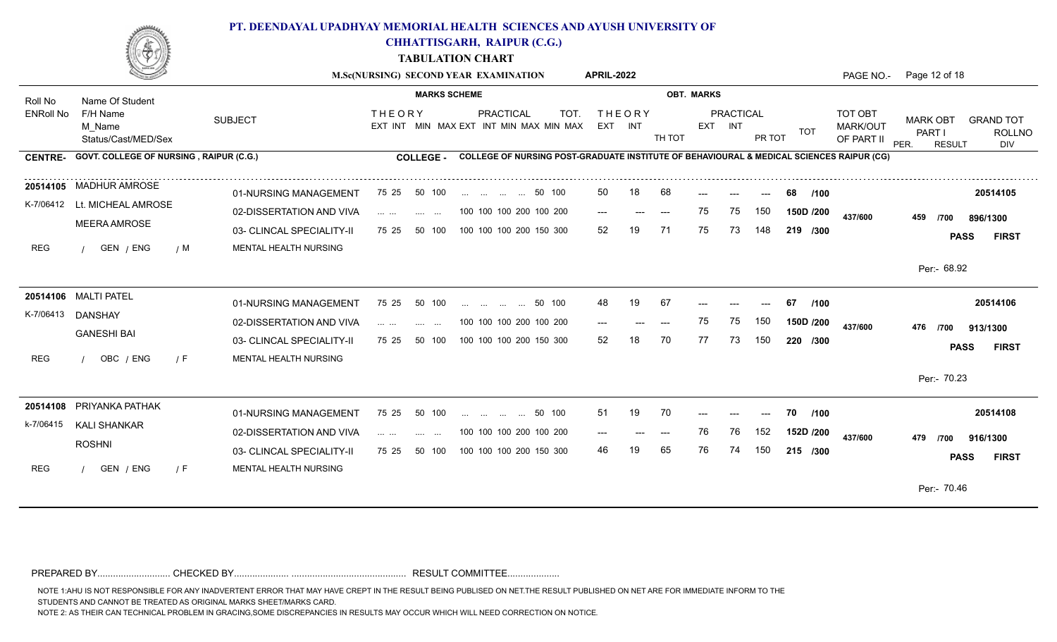# PT. DEENDAYAL UPADHYAY MEMORIAL HEALTH SCIENCES AND AYUSH UNIVERSITY OF CHHATTISGARH, RAIPUR (C.G.)

**TABULATION CHART**

**M.Sc(NURSING) SECOND YEAR EXAMINATION** **APRIL-2022**

**CENTRE- GOVT. COLLEGE OF NURSING , RAIPUR (C.G.)**

**COLLEGE - COLLEGE OF NURSING POST-GRADUATE INSTITUTE OF BEHAVIOURAL & MEDICAL SCIENCES RAIPUR (CG)**

| Roll No / ENRoll No | Name Of Student / F/H Name / M_Name / Status/Cast/MED/Sex | SUBJECT | THEORY EXT INT MIN MAX | PRACTICAL EXT INT MIN MAX MIN MAX | TOT. | THEORY EXT | THEORY INT | TH TOT | PRACTICAL EXT | PRACTICAL INT | PR TOT | TOT | TOT OBT MARK/OUT OF PART II | MARK OBT PART I | GRAND TOT | RESULT | DIV |
|---|---|---|---|---|---|---|---|---|---|---|---|---|---|---|---|---|---|
| 20514105 / K-7/06412 | MADHUR AMROSE / Lt. MICHEAL AMROSE / MEERA AMROSE / REG / GEN / ENG / M | 01-NURSING MANAGEMENT | 75 25 50 100 | ... ... ... ... 50 100 | | 50 | 18 | 68 | --- | --- | --- | 68 /100 | 437/600 | 459 /700 | 896/1300 | PASS | FIRST |
| | | 02-DISSERTATION AND VIVA | ... ... .... ... | 100 100 100 200 100 200 | | --- | --- | --- | 75 | 75 | 150 | 150D /200 | | | | | |
| | | 03- CLINCAL SPECIALITY-II MENTAL HEALTH NURSING | 75 25 50 100 | 100 100 100 200 150 300 | | 52 | 19 | 71 | 75 | 73 | 148 | 219 /300 | | | | Per:- 68.92 | |
| 20514106 / K-7/06413 | MALTI PATEL / DANSHAY / GANESHI BAI / REG / OBC / ENG / F | 01-NURSING MANAGEMENT | 75 25 50 100 | ... ... ... ... 50 100 | | 48 | 19 | 67 | --- | --- | --- | 67 /100 | 437/600 | 476 /700 | 913/1300 | PASS | FIRST |
| | | 02-DISSERTATION AND VIVA | ... ... .... ... | 100 100 100 200 100 200 | | --- | --- | --- | 75 | 75 | 150 | 150D /200 | | | | | |
| | | 03- CLINCAL SPECIALITY-II MENTAL HEALTH NURSING | 75 25 50 100 | 100 100 100 200 150 300 | | 52 | 18 | 70 | 77 | 73 | 150 | 220 /300 | | | | Per:- 70.23 | |
| 20514108 / k-7/06415 | PRIYANKA PATHAK / KALI SHANKAR / ROSHNI / REG / GEN / ENG / F | 01-NURSING MANAGEMENT | 75 25 50 100 | ... ... ... ... 50 100 | | 51 | 19 | 70 | --- | --- | --- | 70 /100 | 437/600 | 479 /700 | 916/1300 | PASS | FIRST |
| | | 02-DISSERTATION AND VIVA | ... ... .... ... | 100 100 100 200 100 200 | | --- | --- | --- | 76 | 76 | 152 | 152D /200 | | | | | |
| | | 03- CLINCAL SPECIALITY-II MENTAL HEALTH NURSING | 75 25 50 100 | 100 100 100 200 150 300 | | 46 | 19 | 65 | 76 | 74 | 150 | 215 /300 | | | | Per:- 70.46 | |

PREPARED BY.......................... CHECKED BY..................... ........................................... RESULT COMMITTEE...................

NOTE 1:AHU IS NOT RESPONSIBLE FOR ANY INADVERTENT ERROR THAT MAY HAVE CREPT IN THE RESULT BEING PUBLISED ON NET.THE RESULT PUBLISHED ON NET ARE FOR IMMEDIATE INFORM TO THE STUDENTS AND CANNOT BE TREATED AS ORIGINAL MARKS SHEET/MARKS CARD.

NOTE 2: AS THEIR CAN TECHNICAL PROBLEM IN GRACING,SOME DISCREPANCIES IN RESULTS MAY OCCUR WHICH WILL NEED CORRECTION ON NOTICE.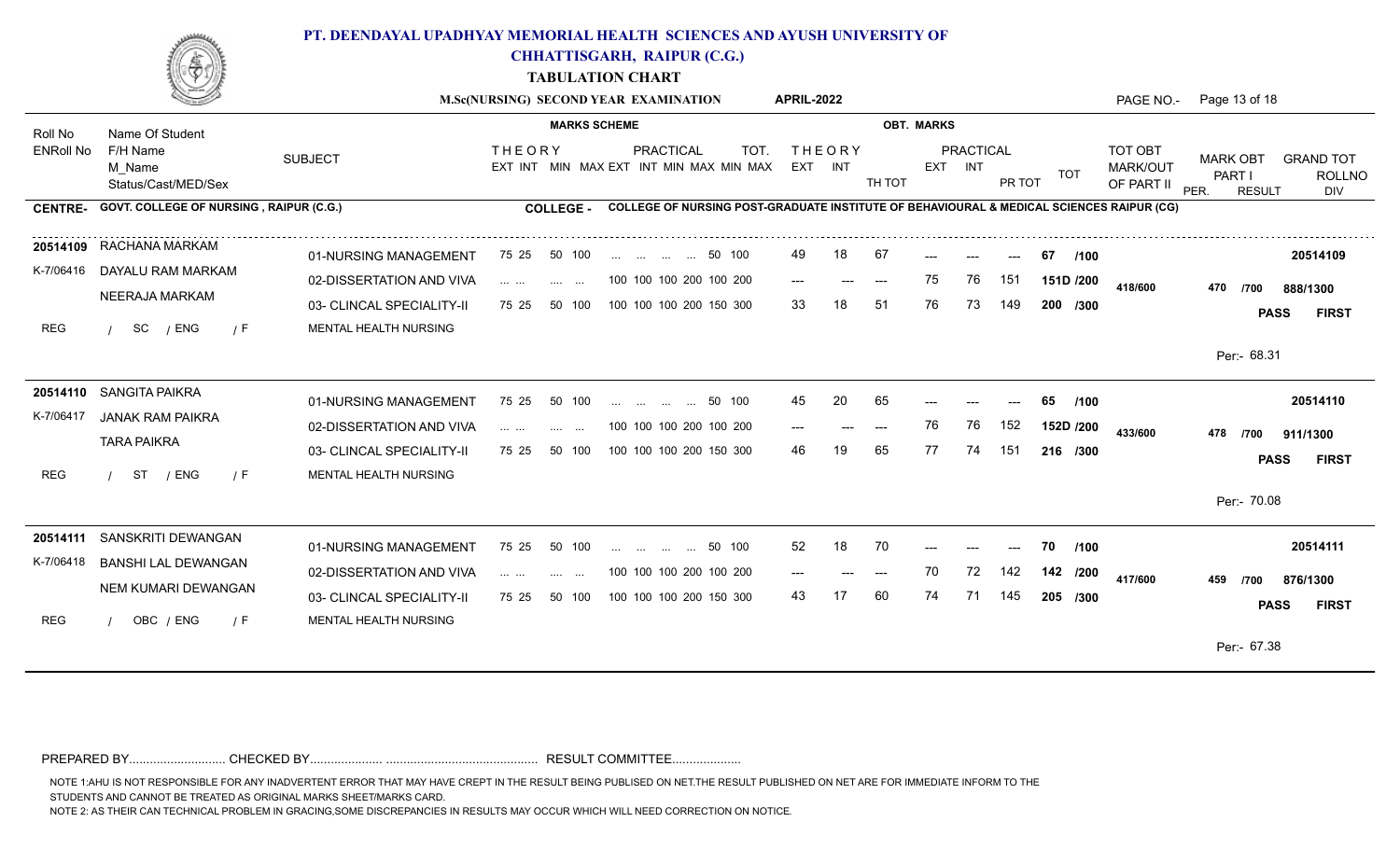# PT. DEENDAYAL UPADHYAY MEMORIAL HEALTH SCIENCES AND AYUSH UNIVERSITY OF CHHATTISGARH, RAIPUR (C.G.)

**TABULATION CHART**

**M.Sc(NURSING) SECOND YEAR EXAMINATION** — **APRIL-2022**

**CENTRE- GOVT. COLLEGE OF NURSING , RAIPUR (C.G.)**

**COLLEGE - COLLEGE OF NURSING POST-GRADUATE INSTITUTE OF BEHAVIOURAL & MEDICAL SCIENCES RAIPUR (CG)**

| Roll No / ENRoll No | Name Of Student / F/H Name / M_Name / Status/Cast/MED/Sex | SUBJECT | THEORY EXT INT MIN MAX | PRACTICAL EXT INT MIN MAX MIN MAX | THEORY EXT | THEORY INT | TH TOT | PRACTICAL EXT | PRACTICAL INT | PR TOT | TOT | TOT OBT MARK/OUT OF PART II | MARK OBT PART I | GRAND TOT | RESULT / DIV / PER. |
|---|---|---|---|---|---|---|---|---|---|---|---|---|---|---|---|
| 20514109 | RACHANA MARKAM | 01-NURSING MANAGEMENT | 75 25 50 100 | ... ... ... ... 50 100 | 49 | 18 | 67 | --- | --- | --- | 67 /100 | | | | 20514109 |
| K-7/06416 | DAYALU RAM MARKAM | 02-DISSERTATION AND VIVA | ... ... .... ... | 100 100 100 200 100 200 | --- | --- | --- | 75 | 76 | 151 | 151D /200 | 418/600 | 470 /700 | 888/1300 | |
| | NEERAJA MARKAM | 03- CLINCAL SPECIALITY-II | 75 25 50 100 | 100 100 100 200 150 300 | 33 | 18 | 51 | 76 | 73 | 149 | 200 /300 | | | | PASS FIRST |
| REG | / SC / ENG / F | MENTAL HEALTH NURSING | | | | | | | | | | | | | Per:- 68.31 |
| 20514110 | SANGITA PAIKRA | 01-NURSING MANAGEMENT | 75 25 50 100 | ... ... ... ... 50 100 | 45 | 20 | 65 | --- | --- | --- | 65 /100 | | | | 20514110 |
| K-7/06417 | JANAK RAM PAIKRA | 02-DISSERTATION AND VIVA | ... ... .... ... | 100 100 100 200 100 200 | --- | --- | --- | 76 | 76 | 152 | 152D /200 | 433/600 | 478 /700 | 911/1300 | |
| | TARA PAIKRA | 03- CLINCAL SPECIALITY-II | 75 25 50 100 | 100 100 100 200 150 300 | 46 | 19 | 65 | 77 | 74 | 151 | 216 /300 | | | | PASS FIRST |
| REG | / ST / ENG / F | MENTAL HEALTH NURSING | | | | | | | | | | | | | Per:- 70.08 |
| 20514111 | SANSKRITI DEWANGAN | 01-NURSING MANAGEMENT | 75 25 50 100 | ... ... ... ... 50 100 | 52 | 18 | 70 | --- | --- | --- | 70 /100 | | | | 20514111 |
| K-7/06418 | BANSHI LAL DEWANGAN | 02-DISSERTATION AND VIVA | ... ... .... ... | 100 100 100 200 100 200 | --- | --- | --- | 70 | 72 | 142 | 142 /200 | 417/600 | 459 /700 | 876/1300 | |
| | NEM KUMARI DEWANGAN | 03- CLINCAL SPECIALITY-II | 75 25 50 100 | 100 100 100 200 150 300 | 43 | 17 | 60 | 74 | 71 | 145 | 205 /300 | | | | PASS FIRST |
| REG | / OBC / ENG / F | MENTAL HEALTH NURSING | | | | | | | | | | | | | Per:- 67.38 |

PREPARED BY............................ CHECKED BY..................... ............................................ RESULT COMMITTEE....................

NOTE 1:AHU IS NOT RESPONSIBLE FOR ANY INADVERTENT ERROR THAT MAY HAVE CREPT IN THE RESULT BEING PUBLISED ON NET.THE RESULT PUBLISHED ON NET ARE FOR IMMEDIATE INFORM TO THE STUDENTS AND CANNOT BE TREATED AS ORIGINAL MARKS SHEET/MARKS CARD.

NOTE 2: AS THEIR CAN TECHNICAL PROBLEM IN GRACING,SOME DISCREPANCIES IN RESULTS MAY OCCUR WHICH WILL NEED CORRECTION ON NOTICE.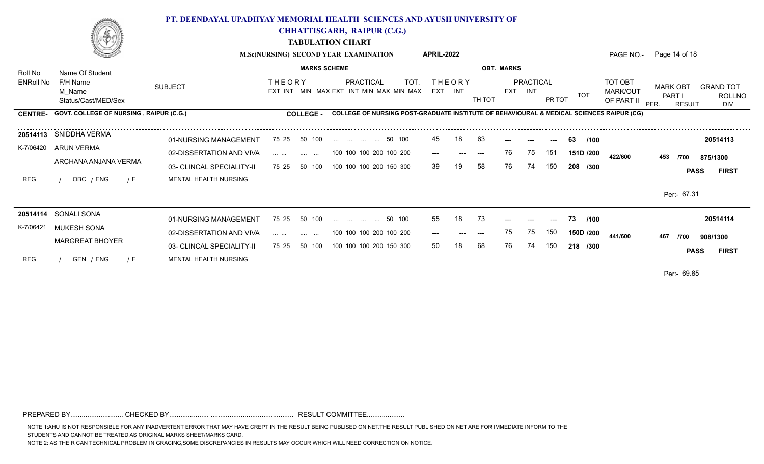# PT. DEENDAYAL UPADHYAY MEMORIAL HEALTH SCIENCES AND AYUSH UNIVERSITY OF CHHATTISGARH, RAIPUR (C.G.)

## TABULATION CHART

**M.Sc(NURSING) SECOND YEAR EXAMINATION** **APRIL-2022**

**CENTRE- GOVT. COLLEGE OF NURSING , RAIPUR (C.G.)**

**COLLEGE - COLLEGE OF NURSING POST-GRADUATE INSTITUTE OF BEHAVIOURAL & MEDICAL SCIENCES RAIPUR (CG)**

| Roll No / ENRoll No | Name Of Student / F/H Name / M_Name / Status/Cast/MED/Sex | SUBJECT | THEORY EXT INT MIN MAX | PRACTICAL EXT INT MIN MAX MIN MAX | TOT. | OBT. THEORY EXT | INT | TH TOT | PRACTICAL EXT | INT | PR TOT | TOT | TOT OBT MARK/OUT OF PART II | MARK OBT PART I | GRAND TOT | ROLLNO / PER. / RESULT / DIV |
|---|---|---|---|---|---|---|---|---|---|---|---|---|---|---|---|---|
| 20514113 | SNIDDHA VERMA | 01-NURSING MANAGEMENT | 75 25 50 100 | ... ... ... ... | 50 100 | 45 | 18 | 63 | --- | --- | --- | 63 /100 | | | | 20514113 |
| K-7/06420 | ARUN VERMA | 02-DISSERTATION AND VIVA | ... ... .... ... | 100 100 100 200 100 200 | | --- | --- | --- | 76 | 75 | 151 | 151D /200 | 422/600 | 453 /700 | 875/1300 | |
| | ARCHANA ANJANA VERMA | 03- CLINCAL SPECIALITY-II | 75 25 50 100 | 100 100 100 200 150 300 | | 39 | 19 | 58 | 76 | 74 | 150 | 208 /300 | | | | PASS FIRST |
| REG | / OBC / ENG / F | MENTAL HEALTH NURSING | | | | | | | | | | | | | | Per:- 67.31 |
| 20514114 | SONALI SONA | 01-NURSING MANAGEMENT | 75 25 50 100 | ... ... ... ... | 50 100 | 55 | 18 | 73 | --- | --- | --- | 73 /100 | | | | 20514114 |
| K-7/06421 | MUKESH SONA | 02-DISSERTATION AND VIVA | ... ... .... ... | 100 100 100 200 100 200 | | --- | --- | --- | 75 | 75 | 150 | 150D /200 | 441/600 | 467 /700 | 908/1300 | |
| | MARGREAT BHOYER | 03- CLINCAL SPECIALITY-II | 75 25 50 100 | 100 100 100 200 150 300 | | 50 | 18 | 68 | 76 | 74 | 150 | 218 /300 | | | | PASS FIRST |
| REG | / GEN / ENG / F | MENTAL HEALTH NURSING | | | | | | | | | | | | | | Per:- 69.85 |

PREPARED BY........................... CHECKED BY..................... ........................................... RESULT COMMITTEE...................

NOTE 1:AHU IS NOT RESPONSIBLE FOR ANY INADVERTENT ERROR THAT MAY HAVE CREPT IN THE RESULT BEING PUBLISED ON NET.THE RESULT PUBLISHED ON NET ARE FOR IMMEDIATE INFORM TO THE STUDENTS AND CANNOT BE TREATED AS ORIGINAL MARKS SHEET/MARKS CARD.

NOTE 2: AS THEIR CAN TECHNICAL PROBLEM IN GRACING,SOME DISCREPANCIES IN RESULTS MAY OCCUR WHICH WILL NEED CORRECTION ON NOTICE.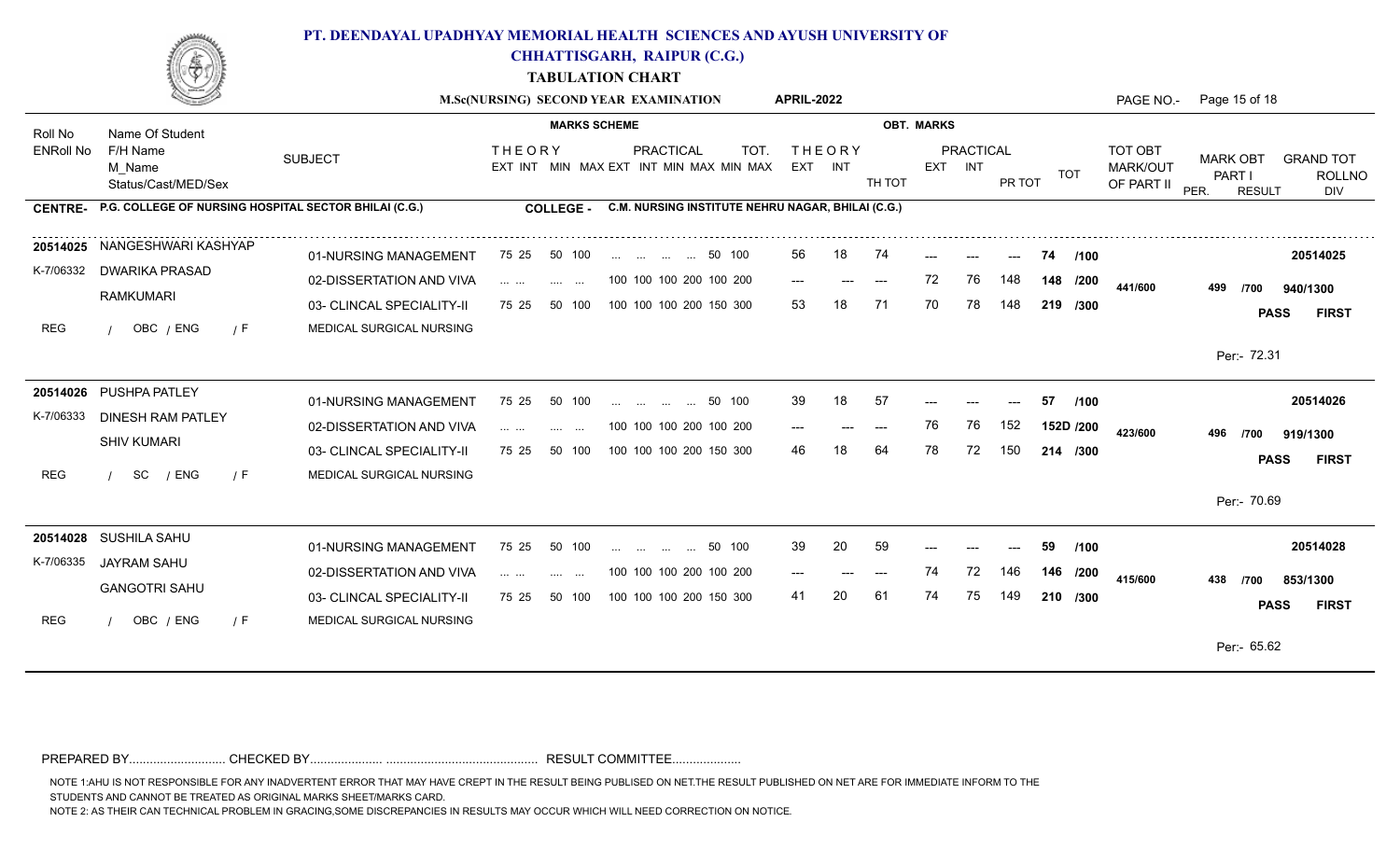# PT. DEENDAYAL UPADHYAY MEMORIAL HEALTH SCIENCES AND AYUSH UNIVERSITY OF CHHATTISGARH, RAIPUR (C.G.)

**TABULATION CHART**

**M.Sc(NURSING) SECOND YEAR EXAMINATION APRIL-2022**

PAGE NO.- Page 15 of 18

**CENTRE- P.G. COLLEGE OF NURSING HOSPITAL SECTOR BHILAI (C.G.)**

**COLLEGE - C.M. NURSING INSTITUTE NEHRU NAGAR, BHILAI (C.G.)**

| Roll No / ENRoll No | Name Of Student / F/H Name / M_Name / Status/Cast/MED/Sex | SUBJECT | THEORY EXT INT MIN MAX | PRACTICAL EXT INT MIN MAX MIN MAX | TOT. | THEORY EXT | THEORY INT | TH TOT | PRACTICAL EXT | PRACTICAL INT | PR TOT | TOT | TOT OBT MARK/OUT OF PART II | MARK OBT PART I PER. | GRAND TOT RESULT | ROLLNO DIV |
|---|---|---|---|---|---|---|---|---|---|---|---|---|---|---|---|---|
| 20514025 | NANGESHWARI KASHYAP | 01-NURSING MANAGEMENT | 75 25 50 100 | ... ... ... ... | 50 100 | 56 | 18 | 74 | --- | --- | --- | 74 /100 | | | | 20514025 |
| K-7/06332 | DWARIKA PRASAD | 02-DISSERTATION AND VIVA | ... ... .... ... | 100 100 100 200 | 100 200 | --- | --- | --- | 72 | 76 | 148 | 148 /200 | 441/600 | 499 /700 | 940/1300 | |
| | RAMKUMARI | 03- CLINCAL SPECIALITY-II | 75 25 50 100 | 100 100 100 200 | 150 300 | 53 | 18 | 71 | 70 | 78 | 148 | 219 /300 | | | PASS | FIRST |
| REG | / OBC / ENG / F | MEDICAL SURGICAL NURSING | | | | | | | | | | | | Per:- 72.31 | | |
| 20514026 | PUSHPA PATLEY | 01-NURSING MANAGEMENT | 75 25 50 100 | ... ... ... ... | 50 100 | 39 | 18 | 57 | --- | --- | --- | 57 /100 | | | | 20514026 |
| K-7/06333 | DINESH RAM PATLEY | 02-DISSERTATION AND VIVA | ... ... .... ... | 100 100 100 200 | 100 200 | --- | --- | --- | 76 | 76 | 152 | 152D /200 | 423/600 | 496 /700 | 919/1300 | |
| | SHIV KUMARI | 03- CLINCAL SPECIALITY-II | 75 25 50 100 | 100 100 100 200 | 150 300 | 46 | 18 | 64 | 78 | 72 | 150 | 214 /300 | | | PASS | FIRST |
| REG | / SC / ENG / F | MEDICAL SURGICAL NURSING | | | | | | | | | | | | Per:- 70.69 | | |
| 20514028 | SUSHILA SAHU | 01-NURSING MANAGEMENT | 75 25 50 100 | ... ... ... ... | 50 100 | 39 | 20 | 59 | --- | --- | --- | 59 /100 | | | | 20514028 |
| K-7/06335 | JAYRAM SAHU | 02-DISSERTATION AND VIVA | ... ... .... ... | 100 100 100 200 | 100 200 | --- | --- | --- | 74 | 72 | 146 | 146 /200 | 415/600 | 438 /700 | 853/1300 | |
| | GANGOTRI SAHU | 03- CLINCAL SPECIALITY-II | 75 25 50 100 | 100 100 100 200 | 150 300 | 41 | 20 | 61 | 74 | 75 | 149 | 210 /300 | | | PASS | FIRST |
| REG | / OBC / ENG / F | MEDICAL SURGICAL NURSING | | | | | | | | | | | | Per:- 65.62 | | |

PREPARED BY............................ CHECKED BY..................... ............................................ RESULT COMMITTEE....................

NOTE 1:AHU IS NOT RESPONSIBLE FOR ANY INADVERTENT ERROR THAT MAY HAVE CREPT IN THE RESULT BEING PUBLISED ON NET.THE RESULT PUBLISHED ON NET ARE FOR IMMEDIATE INFORM TO THE STUDENTS AND CANNOT BE TREATED AS ORIGINAL MARKS SHEET/MARKS CARD.

NOTE 2: AS THEIR CAN TECHNICAL PROBLEM IN GRACING,SOME DISCREPANCIES IN RESULTS MAY OCCUR WHICH WILL NEED CORRECTION ON NOTICE.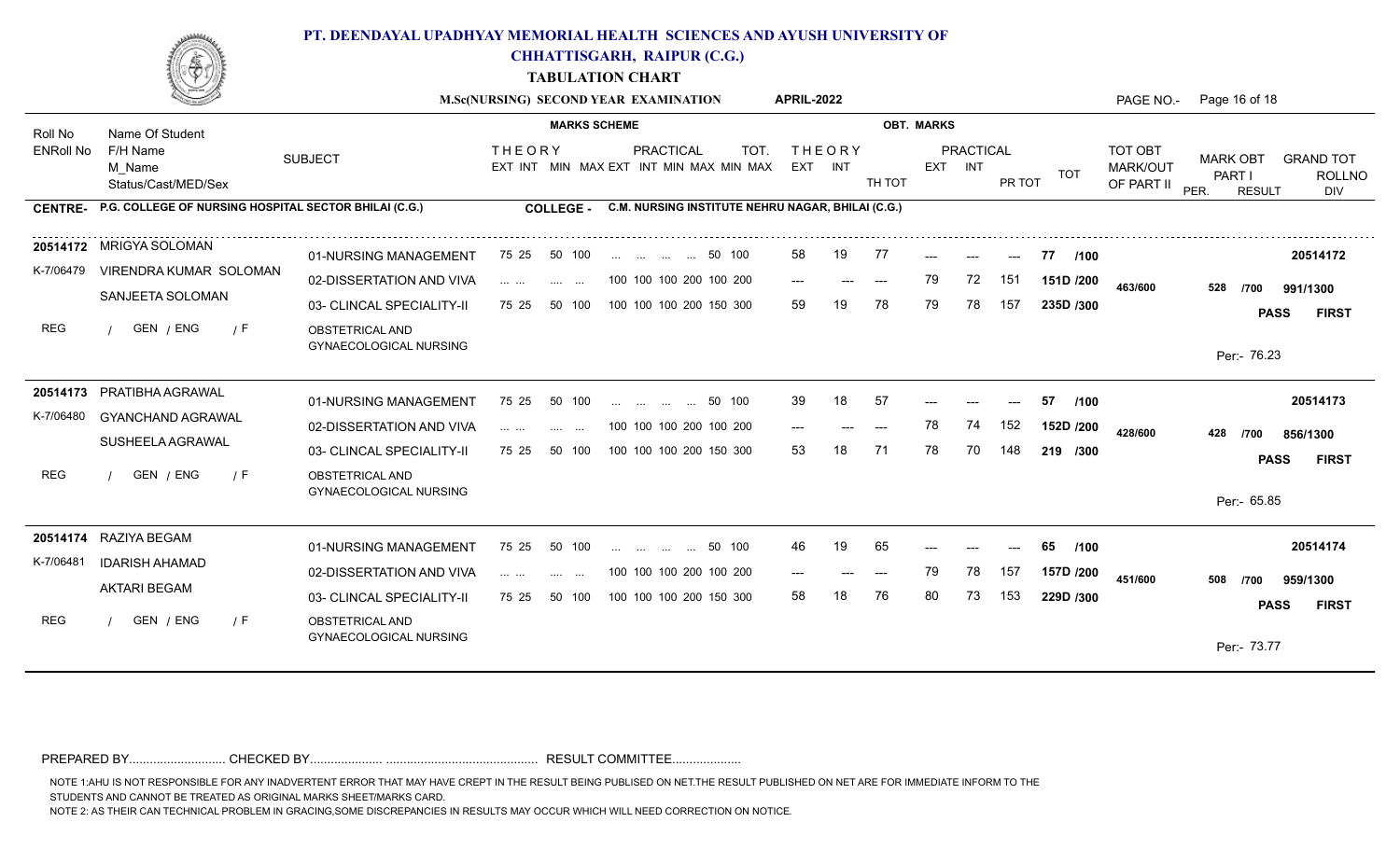# PT. DEENDAYAL UPADHYAY MEMORIAL HEALTH SCIENCES AND AYUSH UNIVERSITY OF CHHATTISGARH, RAIPUR (C.G.)

**TABULATION CHART**

**M.Sc(NURSING) SECOND YEAR EXAMINATION APRIL-2022**

| Roll No / ENRoll No | Name Of Student / F/H Name / M_Name / Status/Cast/MED/Sex | SUBJECT | THEORY EXT INT MIN MAX | PRACTICAL EXT INT MIN MAX MIN MAX | TOT. | THEORY EXT | THEORY INT | TH TOT | PRACTICAL EXT | PRACTICAL INT | PR TOT | TOT | TOT OBT MARK/OUT OF PART II | MARK OBT PART I PER. | GRAND TOT / RESULT | ROLLNO / DIV |
|---|---|---|---|---|---|---|---|---|---|---|---|---|---|---|---|---|

**CENTRE- P.G. COLLEGE OF NURSING HOSPITAL SECTOR BHILAI (C.G.)** **COLLEGE - C.M. NURSING INSTITUTE NEHRU NAGAR, BHILAI (C.G.)**

| Roll No / ENRoll No | Name | SUBJECT | THEORY | PRACTICAL | TH EXT | TH INT | TH TOT | PR EXT | PR INT | PR TOT | TOT | TOT OBT | MARK OBT PART I | GRAND TOT | RESULT |
|---|---|---|---|---|---|---|---|---|---|---|---|---|---|---|---|
| 20514172 | MRIGYA SOLOMAN | 01-NURSING MANAGEMENT | 75 25 50 100 | ... ... ... ... 50 100 | 58 | 19 | 77 | --- | --- | --- | 77 /100 | | | | 20514172 |
| K-7/06479 | VIRENDRA KUMAR SOLOMAN | 02-DISSERTATION AND VIVA | ... ... .... ... | 100 100 100 200 100 200 | --- | --- | --- | 79 | 72 | 151 | 151D /200 | 463/600 | 528 /700 | 991/1300 | |
| | SANJEETA SOLOMAN | 03- CLINCAL SPECIALITY-II | 75 25 50 100 | 100 100 100 200 150 300 | 59 | 19 | 78 | 79 | 78 | 157 | 235D /300 | | | PASS | FIRST |
| REG | / GEN / ENG / F | OBSTETRICAL AND GYNAECOLOGICAL NURSING | | | | | | | | | | | Per:- 76.23 | | |
| 20514173 | PRATIBHA AGRAWAL | 01-NURSING MANAGEMENT | 75 25 50 100 | ... ... ... ... 50 100 | 39 | 18 | 57 | --- | --- | --- | 57 /100 | | | | 20514173 |
| K-7/06480 | GYANCHAND AGRAWAL | 02-DISSERTATION AND VIVA | ... ... .... ... | 100 100 100 200 100 200 | --- | --- | --- | 78 | 74 | 152 | 152D /200 | 428/600 | 428 /700 | 856/1300 | |
| | SUSHEELA AGRAWAL | 03- CLINCAL SPECIALITY-II | 75 25 50 100 | 100 100 100 200 150 300 | 53 | 18 | 71 | 78 | 70 | 148 | 219 /300 | | | PASS | FIRST |
| REG | / GEN / ENG / F | OBSTETRICAL AND GYNAECOLOGICAL NURSING | | | | | | | | | | | Per:- 65.85 | | |
| 20514174 | RAZIYA BEGAM | 01-NURSING MANAGEMENT | 75 25 50 100 | ... ... ... ... 50 100 | 46 | 19 | 65 | --- | --- | --- | 65 /100 | | | | 20514174 |
| K-7/06481 | IDARISH AHAMAD | 02-DISSERTATION AND VIVA | ... ... .... ... | 100 100 100 200 100 200 | --- | --- | --- | 79 | 78 | 157 | 157D /200 | 451/600 | 508 /700 | 959/1300 | |
| | AKTARI BEGAM | 03- CLINCAL SPECIALITY-II | 75 25 50 100 | 100 100 100 200 150 300 | 58 | 18 | 76 | 80 | 73 | 153 | 229D /300 | | | PASS | FIRST |
| REG | / GEN / ENG / F | OBSTETRICAL AND GYNAECOLOGICAL NURSING | | | | | | | | | | | Per:- 73.77 | | |

PREPARED BY........................... CHECKED BY..................... ............................................ RESULT COMMITTEE....................

NOTE 1:AHU IS NOT RESPONSIBLE FOR ANY INADVERTENT ERROR THAT MAY HAVE CREPT IN THE RESULT BEING PUBLISED ON NET.THE RESULT PUBLISHED ON NET ARE FOR IMMEDIATE INFORM TO THE STUDENTS AND CANNOT BE TREATED AS ORIGINAL MARKS SHEET/MARKS CARD.

NOTE 2: AS THEIR CAN TECHNICAL PROBLEM IN GRACING,SOME DISCREPANCIES IN RESULTS MAY OCCUR WHICH WILL NEED CORRECTION ON NOTICE.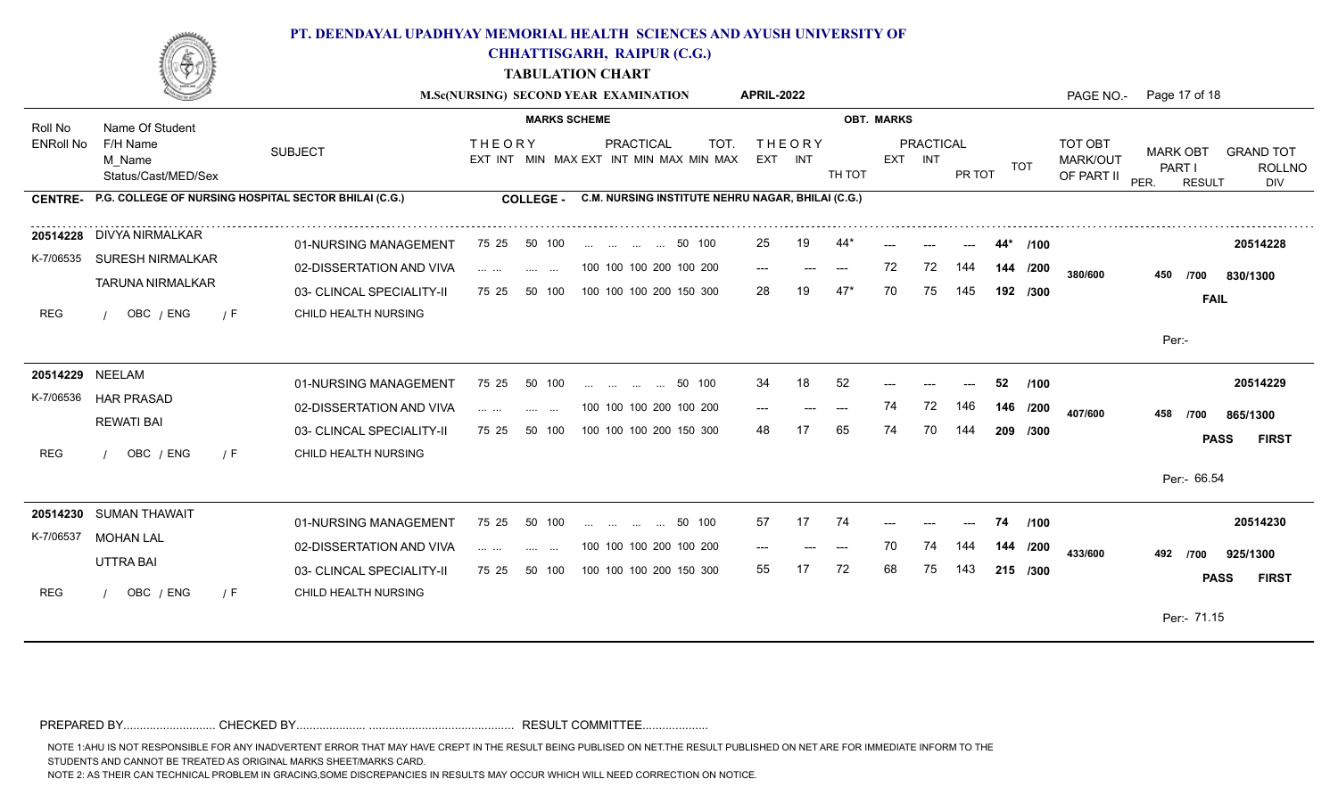# PT. DEENDAYAL UPADHYAY MEMORIAL HEALTH SCIENCES AND AYUSH UNIVERSITY OF CHHATTISGARH, RAIPUR (C.G.)

## TABULATION CHART

**M.Sc(NURSING) SECOND YEAR EXAMINATION** APRIL-2022

PAGE NO.- Page 17 of 18

**CENTRE-** P.G. COLLEGE OF NURSING HOSPITAL SECTOR BHILAI (C.G.) **COLLEGE -** C.M. NURSING INSTITUTE NEHRU NAGAR, BHILAI (C.G.)

| Roll No / ENRoll No | Name Of Student / F/H Name / M_Name / Status/Cast/MED/Sex | SUBJECT | THEORY EXT INT | MIN MAX | PRACTICAL EXT INT MIN MAX | TOT. MIN MAX | OBT. THEORY EXT | INT | TH TOT | PRACTICAL EXT | INT | PR TOT | TOT | TOT OBT MARK/OUT OF PART II | MARK OBT PART I | GRAND TOT | RESULT / PER. |
|---|---|---|---|---|---|---|---|---|---|---|---|---|---|---|---|---|---|
| 20514228 / K-7/06535 | DIVYA NIRMALKAR / SURESH NIRMALKAR / TARUNA NIRMALKAR / REG / OBC / ENG / F | 01-NURSING MANAGEMENT | 75 25 | 50 100 | ... ... ... ... | 50 100 | 25 | 19 | 44* | --- | --- | --- | 44* /100 | 380/600 | 450 /700 | 830/1300 | FAIL / Per:- |
| | | 02-DISSERTATION AND VIVA | ... ... | .... ... | 100 100 100 200 | 100 200 | --- | --- | --- | 72 | 72 | 144 | 144 /200 | | | | |
| | | 03- CLINCAL SPECIALITY-II | 75 25 | 50 100 | 100 100 100 200 | 150 300 | 28 | 19 | 47* | 70 | 75 | 145 | 192 /300 | | | | |
| | | CHILD HEALTH NURSING | | | | | | | | | | | | | | | |
| 20514229 / K-7/06536 | NEELAM / HAR PRASAD / REWATI BAI / REG / OBC / ENG / F | 01-NURSING MANAGEMENT | 75 25 | 50 100 | ... ... ... ... | 50 100 | 34 | 18 | 52 | --- | --- | --- | 52 /100 | 407/600 | 458 /700 | 865/1300 | PASS FIRST / Per:- 66.54 |
| | | 02-DISSERTATION AND VIVA | ... ... | .... ... | 100 100 100 200 | 100 200 | --- | --- | --- | 74 | 72 | 146 | 146 /200 | | | | |
| | | 03- CLINCAL SPECIALITY-II | 75 25 | 50 100 | 100 100 100 200 | 150 300 | 48 | 17 | 65 | 74 | 70 | 144 | 209 /300 | | | | |
| | | CHILD HEALTH NURSING | | | | | | | | | | | | | | | |
| 20514230 / K-7/06537 | SUMAN THAWAIT / MOHAN LAL / UTTRA BAI / REG / OBC / ENG / F | 01-NURSING MANAGEMENT | 75 25 | 50 100 | ... ... ... ... | 50 100 | 57 | 17 | 74 | --- | --- | --- | 74 /100 | 433/600 | 492 /700 | 925/1300 | PASS FIRST / Per:- 71.15 |
| | | 02-DISSERTATION AND VIVA | ... ... | .... ... | 100 100 100 200 | 100 200 | --- | --- | --- | 70 | 74 | 144 | 144 /200 | | | | |
| | | 03- CLINCAL SPECIALITY-II | 75 25 | 50 100 | 100 100 100 200 | 150 300 | 55 | 17 | 72 | 68 | 75 | 143 | 215 /300 | | | | |
| | | CHILD HEALTH NURSING | | | | | | | | | | | | | | | |

PREPARED BY.......................... CHECKED BY.................... ........................................ RESULT COMMITTEE...................

NOTE 1:AHU IS NOT RESPONSIBLE FOR ANY INADVERTENT ERROR THAT MAY HAVE CREPT IN THE RESULT BEING PUBLISED ON NET.THE RESULT PUBLISHED ON NET ARE FOR IMMEDIATE INFORM TO THE STUDENTS AND CANNOT BE TREATED AS ORIGINAL MARKS SHEET/MARKS CARD.

NOTE 2: AS THEIR CAN TECHNICAL PROBLEM IN GRACING,SOME DISCREPANCIES IN RESULTS MAY OCCUR WHICH WILL NEED CORRECTION ON NOTICE.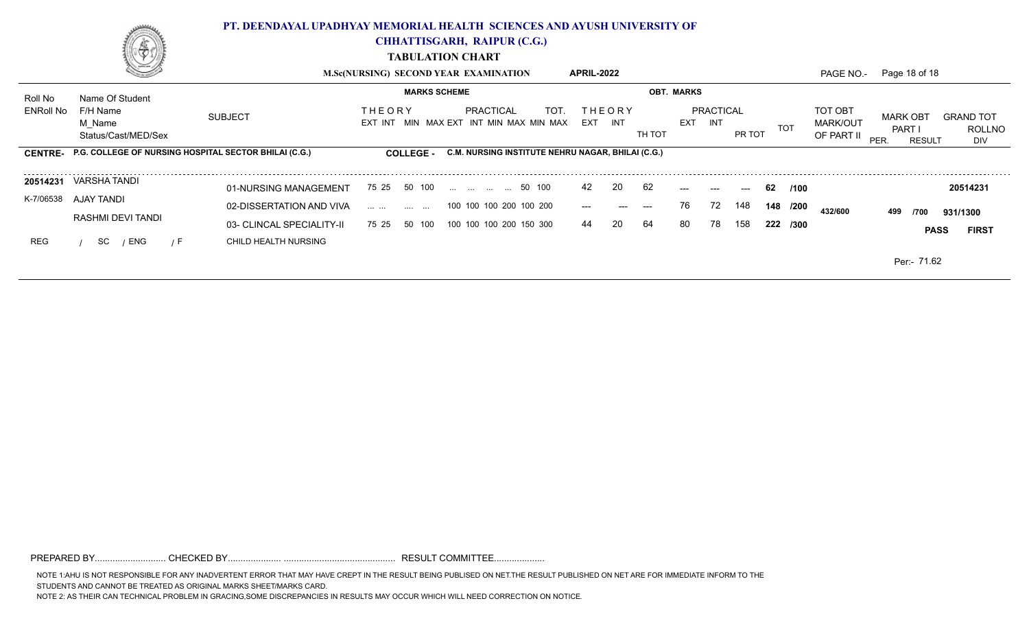# PT. DEENDAYAL UPADHYAY MEMORIAL HEALTH SCIENCES AND AYUSH UNIVERSITY OF CHHATTISGARH, RAIPUR (C.G.)

## TABULATION CHART

**M.Sc(NURSING) SECOND YEAR EXAMINATION** **APRIL-2022**

| Roll No / ENRoll No | Name Of Student / F/H Name / M_Name / Status/Cast/MED/Sex | SUBJECT | THEORY EXT INT MIN MAX | PRACTICAL EXT INT MIN MAX MIN MAX | TOT. | THEORY EXT | THEORY INT | TH TOT | PRACTICAL EXT | PRACTICAL INT | PR TOT | TOT | TOT OBT MARK/OUT OF PART II | MARK OBT PART I | GRAND TOT | RESULT / DIV |
|---|---|---|---|---|---|---|---|---|---|---|---|---|---|---|---|---|
| | | | | | | | | | | | | | | | | |

**CENTRE- P.G. COLLEGE OF NURSING HOSPITAL SECTOR BHILAI (C.G.)** **COLLEGE - C.M. NURSING INSTITUTE NEHRU NAGAR, BHILAI (C.G.)**

| Roll No / ENRoll No | Name / F/H Name / M_Name / Status | SUBJECT | THEORY | PRACTICAL | TH EXT | TH INT | TH TOT | PR EXT | PR INT | PR TOT | TOT | TOT OBT PART II | MARK OBT PART I | GRAND TOT | ROLLNO / RESULT / DIV |
|---|---|---|---|---|---|---|---|---|---|---|---|---|---|---|---|
| 20514231 | VARSHA TANDI | 01-NURSING MANAGEMENT | 75 25 50 100 | ... ... ... ... 50 100 | 42 | 20 | 62 | --- | --- | --- | 62 /100 | | | | 20514231 |
| K-7/06538 | AJAY TANDI | 02-DISSERTATION AND VIVA | ... ... .... ... | 100 100 100 200 100 200 | --- | --- | --- | 76 | 72 | 148 | 148 /200 | 432/600 | 499 /700 | 931/1300 | |
| | RASHMI DEVI TANDI | 03- CLINCAL SPECIALITY-II | 75 25 50 100 | 100 100 100 200 150 300 | 44 | 20 | 64 | 80 | 78 | 158 | 222 /300 | | | | PASS FIRST |
| REG | / SC / ENG / F | CHILD HEALTH NURSING | | | | | | | | | | | | | |

Per:- 71.62

PREPARED BY............................ CHECKED BY..................... ............................................ RESULT COMMITTEE....................

NOTE 1:AHU IS NOT RESPONSIBLE FOR ANY INADVERTENT ERROR THAT MAY HAVE CREPT IN THE RESULT BEING PUBLISED ON NET.THE RESULT PUBLISHED ON NET ARE FOR IMMEDIATE INFORM TO THE STUDENTS AND CANNOT BE TREATED AS ORIGINAL MARKS SHEET/MARKS CARD.
NOTE 2: AS THEIR CAN TECHNICAL PROBLEM IN GRACING,SOME DISCREPANCIES IN RESULTS MAY OCCUR WHICH WILL NEED CORRECTION ON NOTICE.